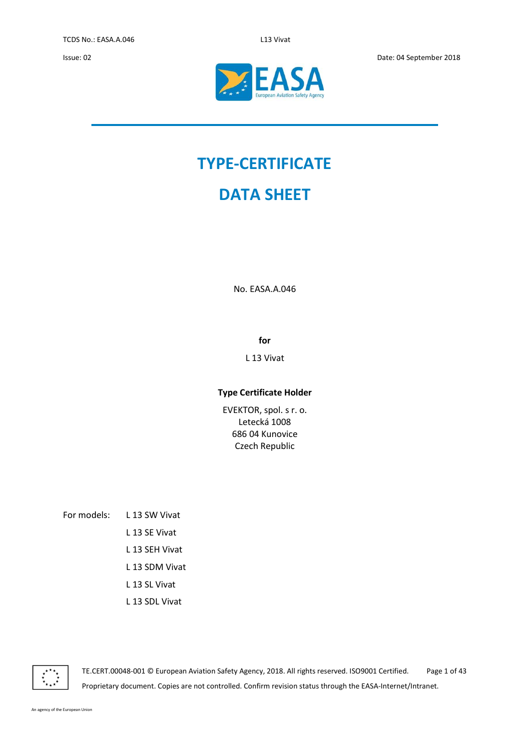# TYPE-CERTIFICATE

# DATA SHEET

No. EASA.A.046

**for**

L 13 Vivat

**Type Certificate Holder**

EVEKTOR, spol. s r. o.
Letecká 1008
686 04 Kunovice
Czech Republic

For models:

- L 13 SW Vivat
- L 13 SE Vivat
- L 13 SEH Vivat
- L 13 SDM Vivat
- L 13 SL Vivat
- L 13 SDL Vivat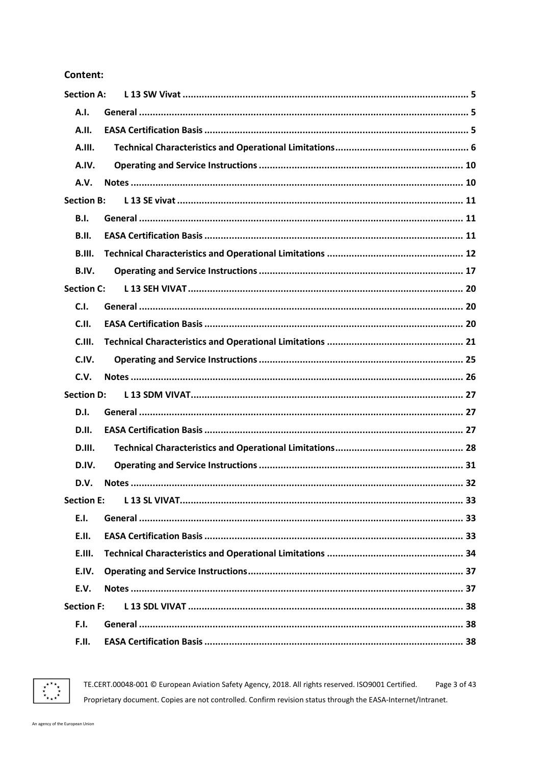**Content:**

**Section A: L 13 SW Vivat** ..... 5

- A.I. General ..... 5
- A.II. EASA Certification Basis ..... 5
- A.III. Technical Characteristics and Operational Limitations ..... 6
- A.IV. Operating and Service Instructions ..... 10
- A.V. Notes ..... 10

**Section B: L 13 SE vivat** ..... 11

- B.I. General ..... 11
- B.II. EASA Certification Basis ..... 11
- B.III. Technical Characteristics and Operational Limitations ..... 12
- B.IV. Operating and Service Instructions ..... 17

**Section C: L 13 SEH VIVAT** ..... 20

- C.I. General ..... 20
- C.II. EASA Certification Basis ..... 20
- C.III. Technical Characteristics and Operational Limitations ..... 21
- C.IV. Operating and Service Instructions ..... 25
- C.V. Notes ..... 26

**Section D: L 13 SDM VIVAT** ..... 27

- D.I. General ..... 27
- D.II. EASA Certification Basis ..... 27
- D.III. Technical Characteristics and Operational Limitations ..... 28
- D.IV. Operating and Service Instructions ..... 31
- D.V. Notes ..... 32

**Section E: L 13 SL VIVAT** ..... 33

- E.I. General ..... 33
- E.II. EASA Certification Basis ..... 33
- E.III. Technical Characteristics and Operational Limitations ..... 34
- E.IV. Operating and Service Instructions ..... 37
- E.V. Notes ..... 37

**Section F: L 13 SDL VIVAT** ..... 38

- F.I. General ..... 38
- F.II. EASA Certification Basis ..... 38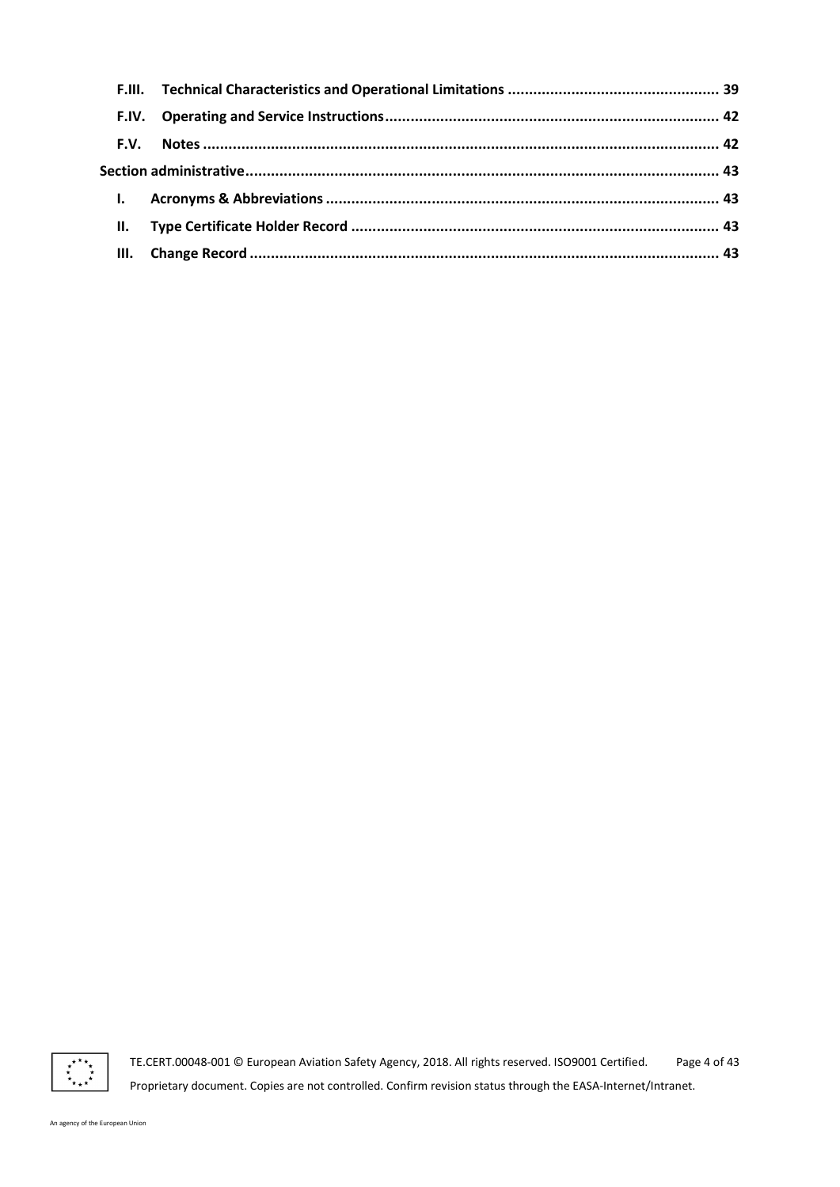F.III. Technical Characteristics and Operational Limitations ..... 39

F.IV. Operating and Service Instructions ..... 42

F.V. Notes ..... 42

Section administrative ..... 43

I. Acronyms & Abbreviations ..... 43

II. Type Certificate Holder Record ..... 43

III. Change Record ..... 43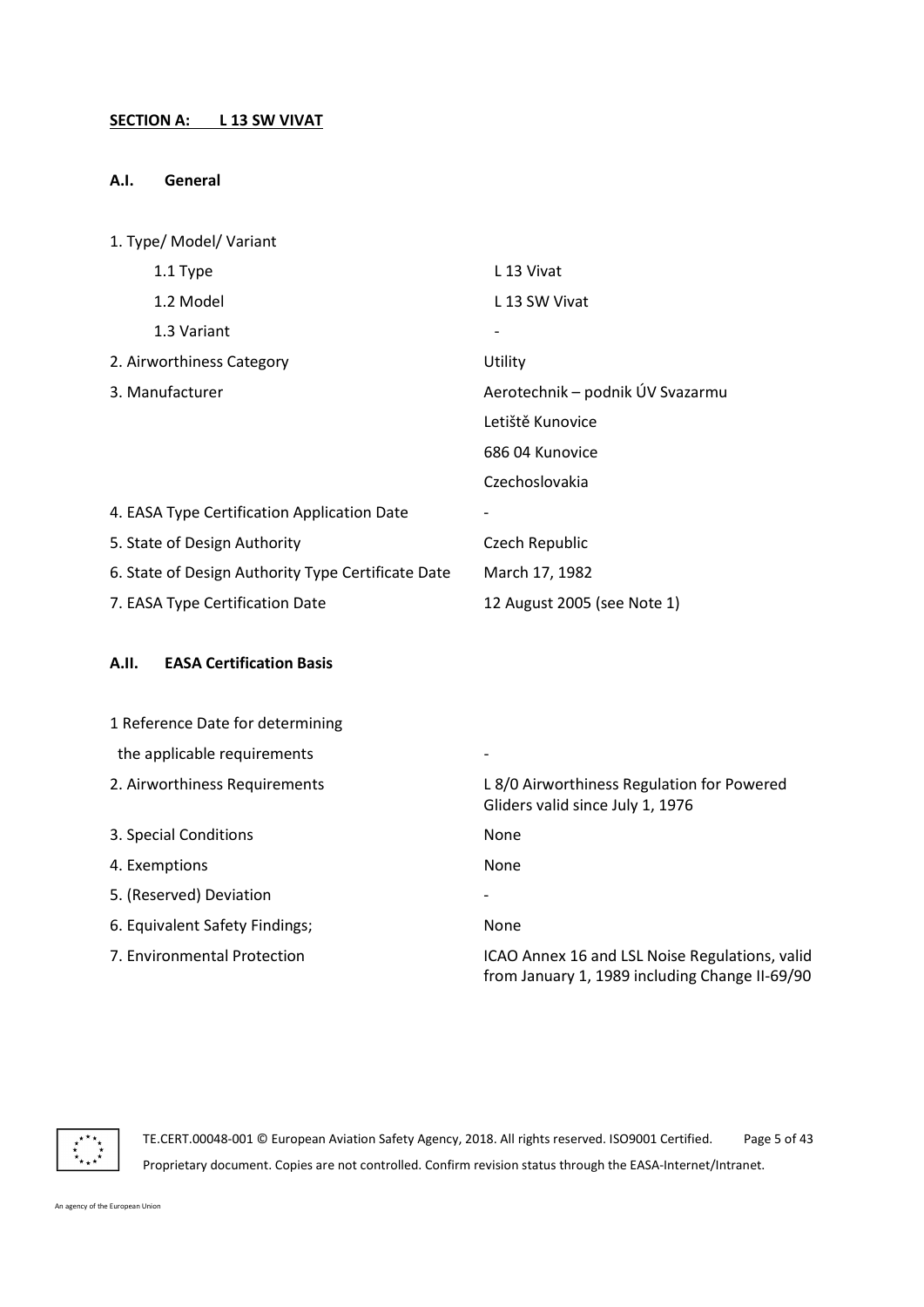## SECTION A: L 13 SW VIVAT

### A.I. General

| | |
|---|---|
| 1. Type/ Model/ Variant | |
| 1.1 Type | L 13 Vivat |
| 1.2 Model | L 13 SW Vivat |
| 1.3 Variant | - |
| 2. Airworthiness Category | Utility |
| 3. Manufacturer | Aerotechnik – podnik ÚV Svazarmu<br>Letiště Kunovice<br>686 04 Kunovice<br>Czechoslovakia |
| 4. EASA Type Certification Application Date | - |
| 5. State of Design Authority | Czech Republic |
| 6. State of Design Authority Type Certificate Date | March 17, 1982 |
| 7. EASA Type Certification Date | 12 August 2005 (see Note 1) |

### A.II. EASA Certification Basis

| | |
|---|---|
| 1 Reference Date for determining the applicable requirements | - |
| 2. Airworthiness Requirements | L 8/0 Airworthiness Regulation for Powered Gliders valid since July 1, 1976 |
| 3. Special Conditions | None |
| 4. Exemptions | None |
| 5. (Reserved) Deviation | - |
| 6. Equivalent Safety Findings; | None |
| 7. Environmental Protection | ICAO Annex 16 and LSL Noise Regulations, valid from January 1, 1989 including Change II-69/90 |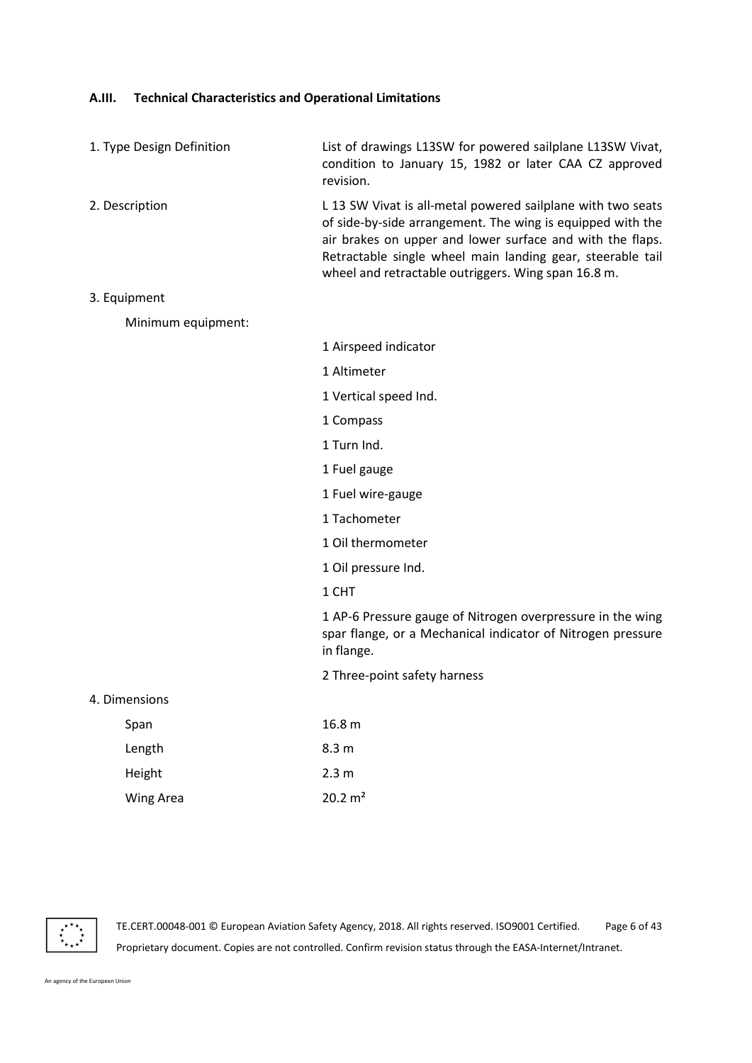### A.III. Technical Characteristics and Operational Limitations

| | |
|---|---|
| 1. Type Design Definition | List of drawings L13SW for powered sailplane L13SW Vivat, condition to January 15, 1982 or later CAA CZ approved revision. |
| 2. Description | L 13 SW Vivat is all-metal powered sailplane with two seats of side-by-side arrangement. The wing is equipped with the air brakes on upper and lower surface and with the flaps. Retractable single wheel main landing gear, steerable tail wheel and retractable outriggers. Wing span 16.8 m. |
| 3. Equipment | |
| Minimum equipment: | |
| | 1 Airspeed indicator |
| | 1 Altimeter |
| | 1 Vertical speed Ind. |
| | 1 Compass |
| | 1 Turn Ind. |
| | 1 Fuel gauge |
| | 1 Fuel wire-gauge |
| | 1 Tachometer |
| | 1 Oil thermometer |
| | 1 Oil pressure Ind. |
| | 1 CHT |
| | 1 AP-6 Pressure gauge of Nitrogen overpressure in the wing spar flange, or a Mechanical indicator of Nitrogen pressure in flange. |
| | 2 Three-point safety harness |
| 4. Dimensions | |
| Span | 16.8 m |
| Length | 8.3 m |
| Height | 2.3 m |
| Wing Area | 20.2 m² |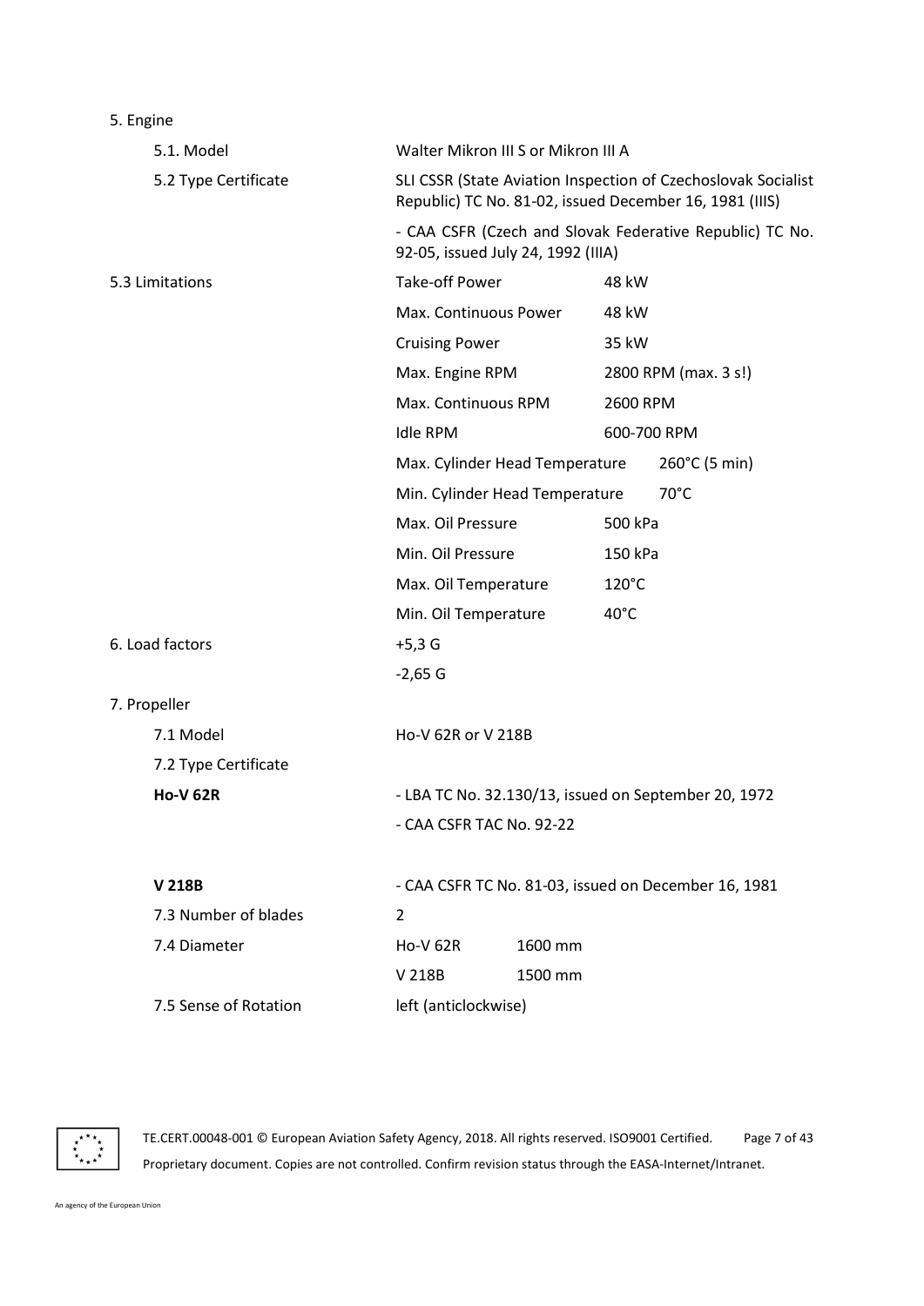5. Engine

| | | |
|---|---|---|
| 5.1. Model | Walter Mikron III S or Mikron III A | |
| 5.2 Type Certificate | SLI CSSR (State Aviation Inspection of Czechoslovak Socialist Republic) TC No. 81-02, issued December 16, 1981 (IIIS) | |
| | - CAA CSFR (Czech and Slovak Federative Republic) TC No. 92-05, issued July 24, 1992 (IIIA) | |
| 5.3 Limitations | Take-off Power | 48 kW |
| | Max. Continuous Power | 48 kW |
| | Cruising Power | 35 kW |
| | Max. Engine RPM | 2800 RPM (max. 3 s!) |
| | Max. Continuous RPM | 2600 RPM |
| | Idle RPM | 600-700 RPM |
| | Max. Cylinder Head Temperature | 260°C (5 min) |
| | Min. Cylinder Head Temperature | 70°C |
| | Max. Oil Pressure | 500 kPa |
| | Min. Oil Pressure | 150 kPa |
| | Max. Oil Temperature | 120°C |
| | Min. Oil Temperature | 40°C |
| 6. Load factors | +5,3 G | |
| | -2,65 G | |

7. Propeller

| | | |
|---|---|---|
| 7.1 Model | Ho-V 62R or V 218B | |
| 7.2 Type Certificate | | |
| **Ho-V 62R** | - LBA TC No. 32.130/13, issued on September 20, 1972 | |
| | - CAA CSFR TAC No. 92-22 | |
| **V 218B** | - CAA CSFR TC No. 81-03, issued on December 16, 1981 | |
| 7.3 Number of blades | 2 | |
| 7.4 Diameter | Ho-V 62R | 1600 mm |
| | V 218B | 1500 mm |
| 7.5 Sense of Rotation | left (anticlockwise) | |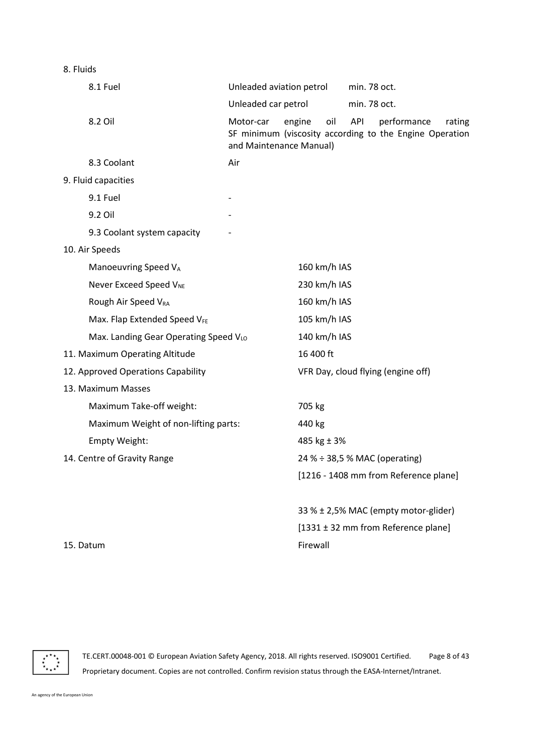8. Fluids

| | | |
|---|---|---|
| 8.1 Fuel | Unleaded aviation petrol | min. 78 oct. |
| | Unleaded car petrol | min. 78 oct. |
| 8.2 Oil | Motor-car engine oil API performance rating SF minimum (viscosity according to the Engine Operation and Maintenance Manual) | |
| 8.3 Coolant | Air | |

9. Fluid capacities

| | |
|---|---|
| 9.1 Fuel | - |
| 9.2 Oil | - |
| 9.3 Coolant system capacity | - |

10. Air Speeds

| | |
|---|---|
| Manoeuvring Speed $V_A$ | 160 km/h IAS |
| Never Exceed Speed $V_{NE}$ | 230 km/h IAS |
| Rough Air Speed $V_{RA}$ | 160 km/h IAS |
| Max. Flap Extended Speed $V_{FE}$ | 105 km/h IAS |
| Max. Landing Gear Operating Speed $V_{LO}$ | 140 km/h IAS |

11. Maximum Operating Altitude: 16 400 ft

12. Approved Operations Capability: VFR Day, cloud flying (engine off)

13. Maximum Masses

| | |
|---|---|
| Maximum Take-off weight: | 705 kg |
| Maximum Weight of non-lifting parts: | 440 kg |
| Empty Weight: | 485 kg ± 3% |

14. Centre of Gravity Range

24 % ÷ 38,5 % MAC (operating)

[1216 - 1408 mm from Reference plane]

33 % ± 2,5% MAC (empty motor-glider)

[1331 ± 32 mm from Reference plane]

15. Datum: Firewall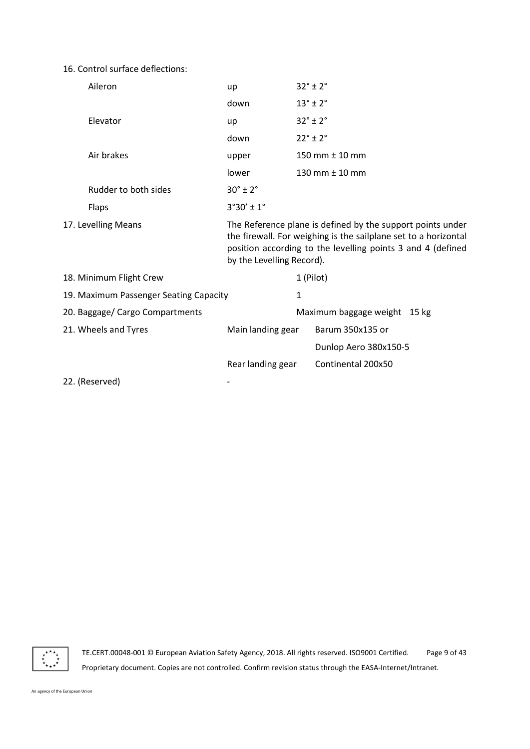16. Control surface deflections:

| | | |
|---|---|---|
| Aileron | up | 32° ± 2° |
| | down | 13° ± 2° |
| Elevator | up | 32° ± 2° |
| | down | 22° ± 2° |
| Air brakes | upper | 150 mm ± 10 mm |
| | lower | 130 mm ± 10 mm |
| Rudder to both sides | 30° ± 2° | |
| Flaps | 3°30' ± 1° | |

17. Levelling Means — The Reference plane is defined by the support points under the firewall. For weighing is the sailplane set to a horizontal position according to the levelling points 3 and 4 (defined by the Levelling Record).

18. Minimum Flight Crew — 1 (Pilot)

19. Maximum Passenger Seating Capacity — 1

20. Baggage/ Cargo Compartments — Maximum baggage weight 15 kg

21. Wheels and Tyres

| | |
|---|---|
| Main landing gear | Barum 350x135 or |
| | Dunlop Aero 380x150-5 |
| Rear landing gear | Continental 200x50 |

22. (Reserved) -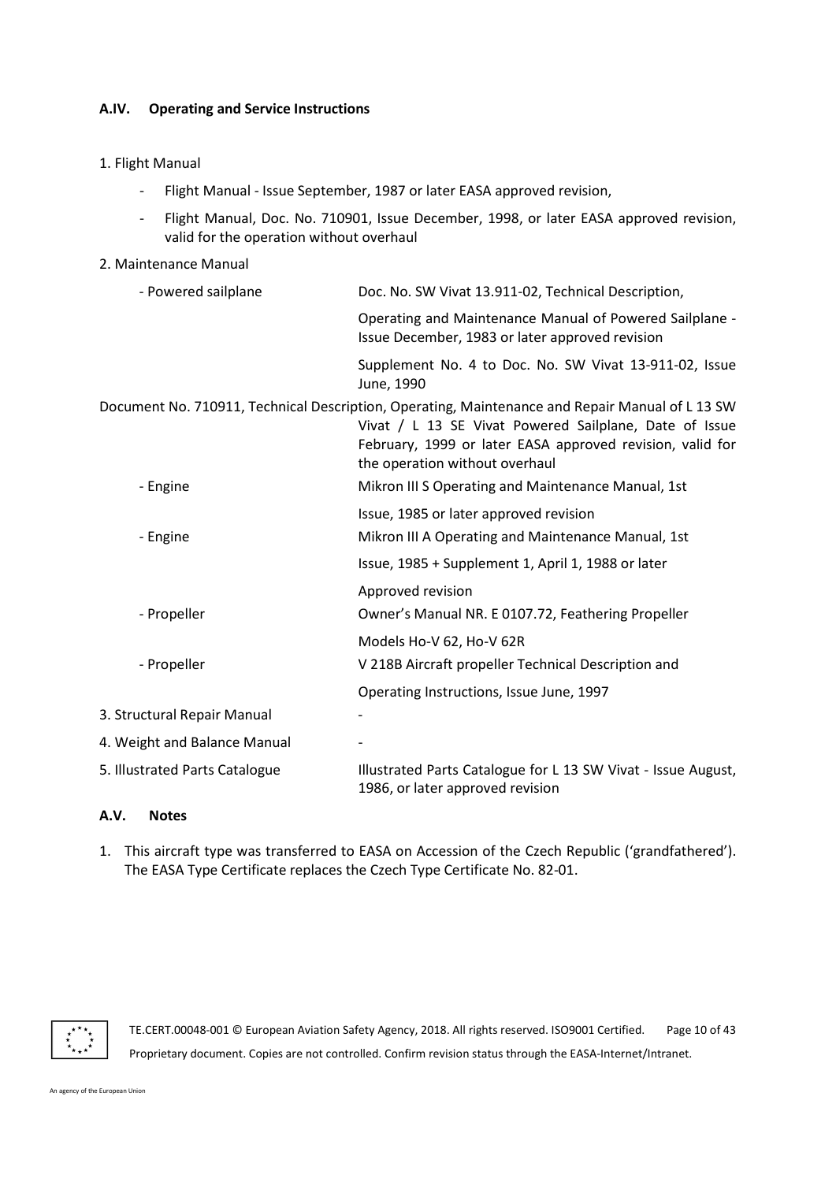## A.IV. Operating and Service Instructions

1. Flight Manual

- Flight Manual - Issue September, 1987 or later EASA approved revision,
- Flight Manual, Doc. No. 710901, Issue December, 1998, or later EASA approved revision, valid for the operation without overhaul

2. Maintenance Manual

| | |
|---|---|
| - Powered sailplane | Doc. No. SW Vivat 13.911-02, Technical Description, |
| | Operating and Maintenance Manual of Powered Sailplane - Issue December, 1983 or later approved revision |
| | Supplement No. 4 to Doc. No. SW Vivat 13-911-02, Issue June, 1990 |

Document No. 710911, Technical Description, Operating, Maintenance and Repair Manual of L 13 SW Vivat / L 13 SE Vivat Powered Sailplane, Date of Issue February, 1999 or later EASA approved revision, valid for the operation without overhaul

| | |
|---|---|
| - Engine | Mikron III S Operating and Maintenance Manual, 1st Issue, 1985 or later approved revision |
| - Engine | Mikron III A Operating and Maintenance Manual, 1st Issue, 1985 + Supplement 1, April 1, 1988 or later Approved revision |
| - Propeller | Owner's Manual NR. E 0107.72, Feathering Propeller Models Ho-V 62, Ho-V 62R |
| - Propeller | V 218B Aircraft propeller Technical Description and Operating Instructions, Issue June, 1997 |

| | |
|---|---|
| 3. Structural Repair Manual | - |
| 4. Weight and Balance Manual | - |
| 5. Illustrated Parts Catalogue | Illustrated Parts Catalogue for L 13 SW Vivat - Issue August, 1986, or later approved revision |

## A.V. Notes

1. This aircraft type was transferred to EASA on Accession of the Czech Republic ('grandfathered'). The EASA Type Certificate replaces the Czech Type Certificate No. 82-01.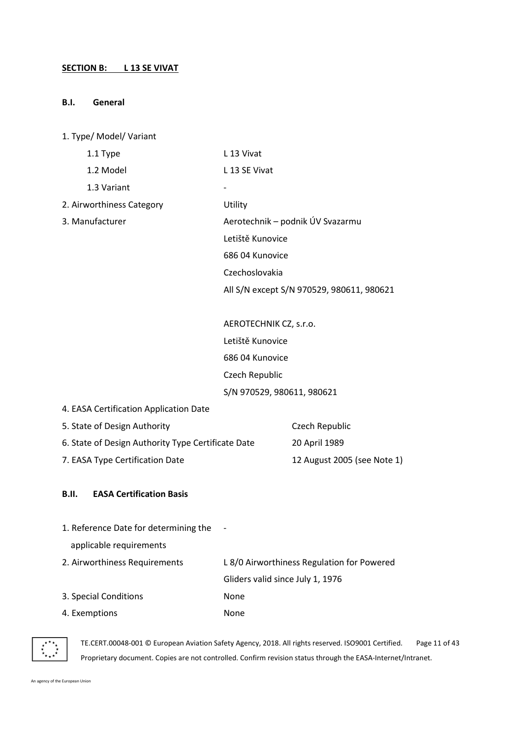## SECTION B: L 13 SE VIVAT

### B.I. General

1. Type/ Model/ Variant

| | |
|---|---|
| 1.1 Type | L 13 Vivat |
| 1.2 Model | L 13 SE Vivat |
| 1.3 Variant | - |

2. Airworthiness Category: Utility

3. Manufacturer:

Aerotechnik – podnik ÚV Svazarmu
Letiště Kunovice
686 04 Kunovice
Czechoslovakia
All S/N except S/N 970529, 980611, 980621

AEROTECHNIK CZ, s.r.o.
Letiště Kunovice
686 04 Kunovice
Czech Republic
S/N 970529, 980611, 980621

4. EASA Certification Application Date

5. State of Design Authority: Czech Republic

6. State of Design Authority Type Certificate Date: 20 April 1989

7. EASA Type Certification Date: 12 August 2005 (see Note 1)

### B.II. EASA Certification Basis

1. Reference Date for determining the applicable requirements: -

2. Airworthiness Requirements: L 8/0 Airworthiness Regulation for Powered Gliders valid since July 1, 1976

3. Special Conditions: None

4. Exemptions: None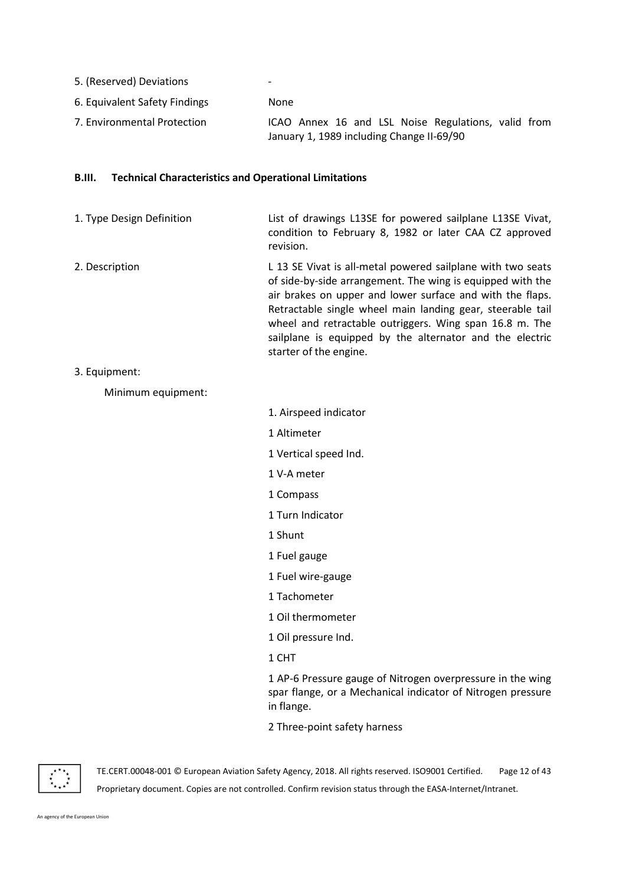| | |
|---|---|
| 5. (Reserved) Deviations | - |
| 6. Equivalent Safety Findings | None |
| 7. Environmental Protection | ICAO Annex 16 and LSL Noise Regulations, valid from January 1, 1989 including Change II-69/90 |

### B.III. Technical Characteristics and Operational Limitations

| | |
|---|---|
| 1. Type Design Definition | List of drawings L13SE for powered sailplane L13SE Vivat, condition to February 8, 1982 or later CAA CZ approved revision. |
| 2. Description | L 13 SE Vivat is all-metal powered sailplane with two seats of side-by-side arrangement. The wing is equipped with the air brakes on upper and lower surface and with the flaps. Retractable single wheel main landing gear, steerable tail wheel and retractable outriggers. Wing span 16.8 m. The sailplane is equipped by the alternator and the electric starter of the engine. |

3. Equipment:

Minimum equipment:

1. Airspeed indicator

1 Altimeter

1 Vertical speed Ind.

1 V-A meter

1 Compass

1 Turn Indicator

1 Shunt

1 Fuel gauge

1 Fuel wire-gauge

1 Tachometer

1 Oil thermometer

1 Oil pressure Ind.

1 CHT

1 AP-6 Pressure gauge of Nitrogen overpressure in the wing spar flange, or a Mechanical indicator of Nitrogen pressure in flange.

2 Three-point safety harness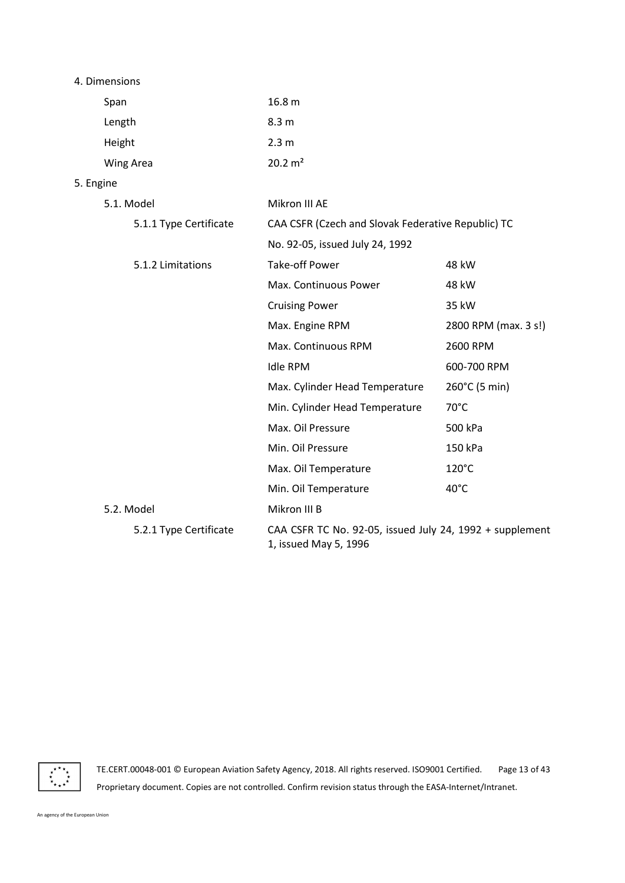4. Dimensions

| | |
|---|---|
| Span | 16.8 m |
| Length | 8.3 m |
| Height | 2.3 m |
| Wing Area | 20.2 m² |

5. Engine

| | | |
|---|---|---|
| 5.1. Model | Mikron III AE | |
| 5.1.1 Type Certificate | CAA CSFR (Czech and Slovak Federative Republic) TC No. 92-05, issued July 24, 1992 | |
| 5.1.2 Limitations | Take-off Power | 48 kW |
| | Max. Continuous Power | 48 kW |
| | Cruising Power | 35 kW |
| | Max. Engine RPM | 2800 RPM (max. 3 s!) |
| | Max. Continuous RPM | 2600 RPM |
| | Idle RPM | 600-700 RPM |
| | Max. Cylinder Head Temperature | 260°C (5 min) |
| | Min. Cylinder Head Temperature | 70°C |
| | Max. Oil Pressure | 500 kPa |
| | Min. Oil Pressure | 150 kPa |
| | Max. Oil Temperature | 120°C |
| | Min. Oil Temperature | 40°C |
| 5.2. Model | Mikron III B | |
| 5.2.1 Type Certificate | CAA CSFR TC No. 92-05, issued July 24, 1992 + supplement 1, issued May 5, 1996 | |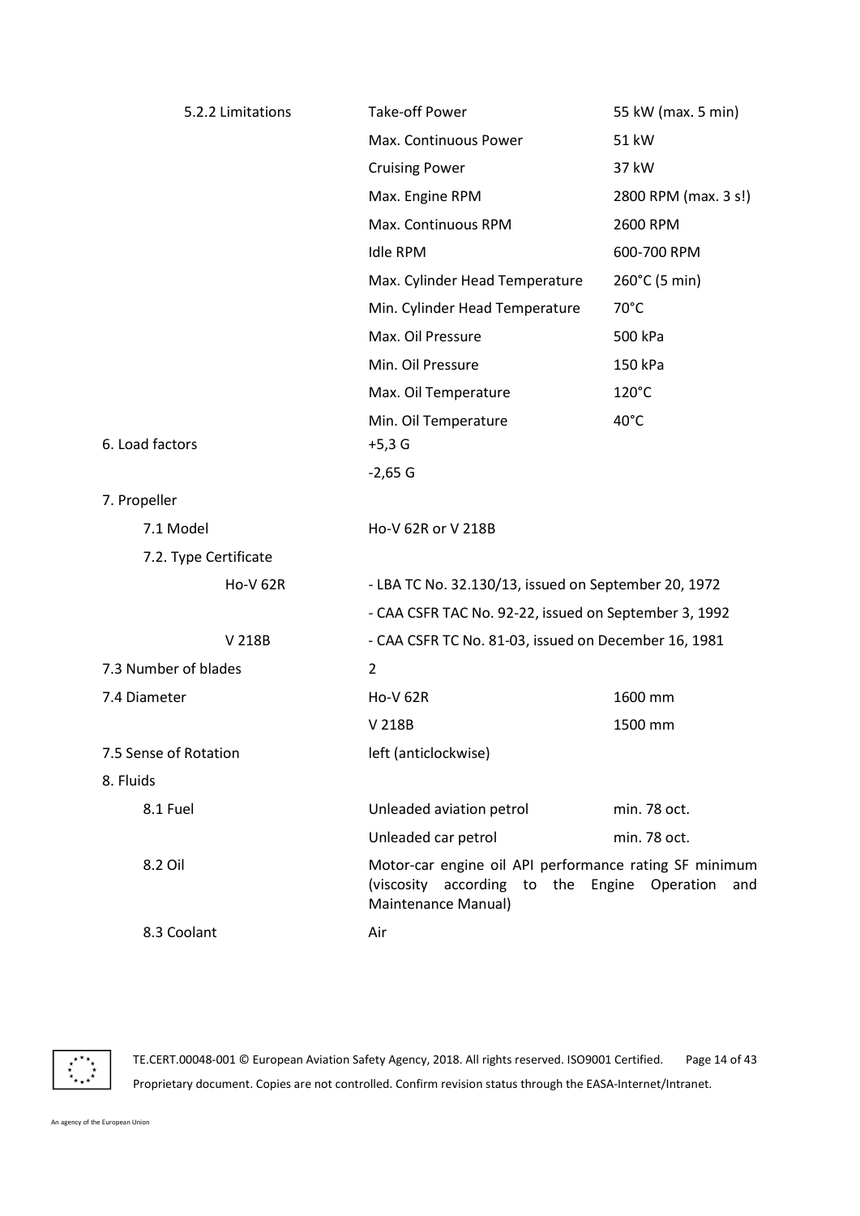| | | |
|---|---|---|
| 5.2.2 Limitations | Take-off Power | 55 kW (max. 5 min) |
| | Max. Continuous Power | 51 kW |
| | Cruising Power | 37 kW |
| | Max. Engine RPM | 2800 RPM (max. 3 s!) |
| | Max. Continuous RPM | 2600 RPM |
| | Idle RPM | 600-700 RPM |
| | Max. Cylinder Head Temperature | 260°C (5 min) |
| | Min. Cylinder Head Temperature | 70°C |
| | Max. Oil Pressure | 500 kPa |
| | Min. Oil Pressure | 150 kPa |
| | Max. Oil Temperature | 120°C |
| | Min. Oil Temperature | 40°C |
| 6. Load factors | +5,3 G | |
| | -2,65 G | |
| 7. Propeller | | |
| 7.1 Model | Ho-V 62R or V 218B | |
| 7.2. Type Certificate | | |
| Ho-V 62R | - LBA TC No. 32.130/13, issued on September 20, 1972 | |
| | - CAA CSFR TAC No. 92-22, issued on September 3, 1992 | |
| V 218B | - CAA CSFR TC No. 81-03, issued on December 16, 1981 | |
| 7.3 Number of blades | 2 | |
| 7.4 Diameter | Ho-V 62R | 1600 mm |
| | V 218B | 1500 mm |
| 7.5 Sense of Rotation | left (anticlockwise) | |
| 8. Fluids | | |
| 8.1 Fuel | Unleaded aviation petrol | min. 78 oct. |
| | Unleaded car petrol | min. 78 oct. |
| 8.2 Oil | Motor-car engine oil API performance rating SF minimum (viscosity according to the Engine Operation and Maintenance Manual) | |
| 8.3 Coolant | Air | |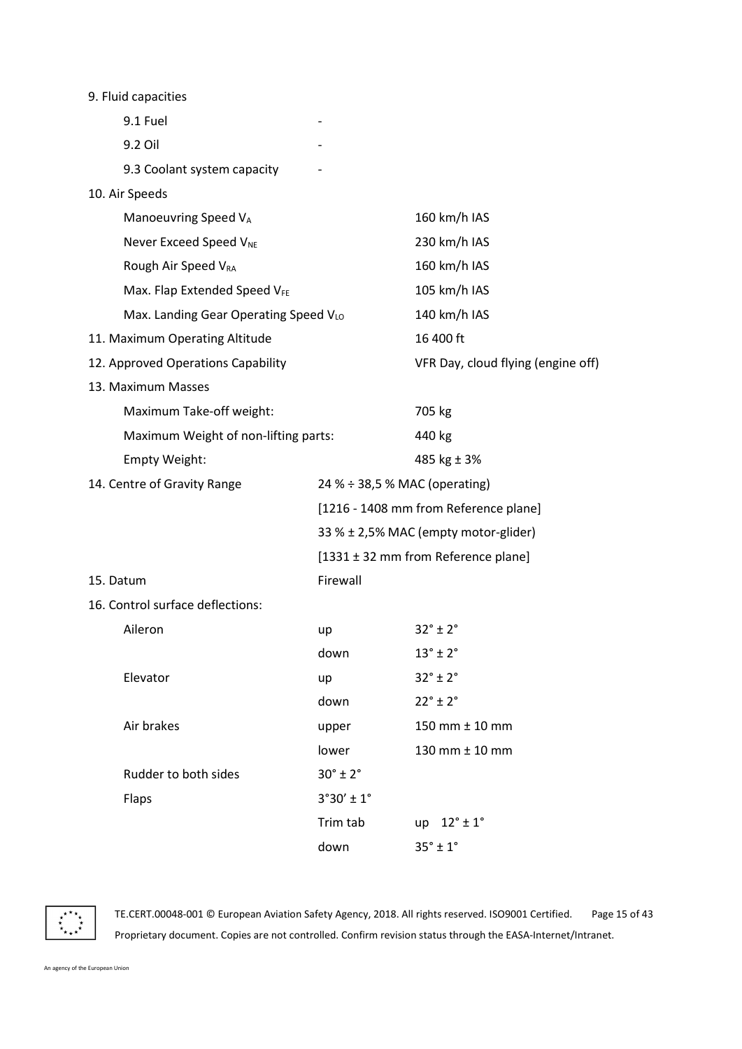9. Fluid capacities

| | | |
|---|---|---|
| 9.1 Fuel | - | |
| 9.2 Oil | - | |
| 9.3 Coolant system capacity | - | |

10. Air Speeds

| | |
|---|---|
| Manoeuvring Speed $V_A$ | 160 km/h IAS |
| Never Exceed Speed $V_{NE}$ | 230 km/h IAS |
| Rough Air Speed $V_{RA}$ | 160 km/h IAS |
| Max. Flap Extended Speed $V_{FE}$ | 105 km/h IAS |
| Max. Landing Gear Operating Speed $V_{LO}$ | 140 km/h IAS |

| | |
|---|---|
| 11. Maximum Operating Altitude | 16 400 ft |
| 12. Approved Operations Capability | VFR Day, cloud flying (engine off) |

13. Maximum Masses

| | |
|---|---|
| Maximum Take-off weight: | 705 kg |
| Maximum Weight of non-lifting parts: | 440 kg |
| Empty Weight: | 485 kg ± 3% |

14. Centre of Gravity Range

24 % ÷ 38,5 % MAC (operating)
[1216 - 1408 mm from Reference plane]
33 % ± 2,5% MAC (empty motor-glider)
[1331 ± 32 mm from Reference plane]

15. Datum: Firewall

16. Control surface deflections:

| | | |
|---|---|---|
| Aileron | up | 32° ± 2° |
| | down | 13° ± 2° |
| Elevator | up | 32° ± 2° |
| | down | 22° ± 2° |
| Air brakes | upper | 150 mm ± 10 mm |
| | lower | 130 mm ± 10 mm |
| Rudder to both sides | 30° ± 2° | |
| Flaps | 3°30' ± 1° | |
| | Trim tab | up 12° ± 1° |
| | down | 35° ± 1° |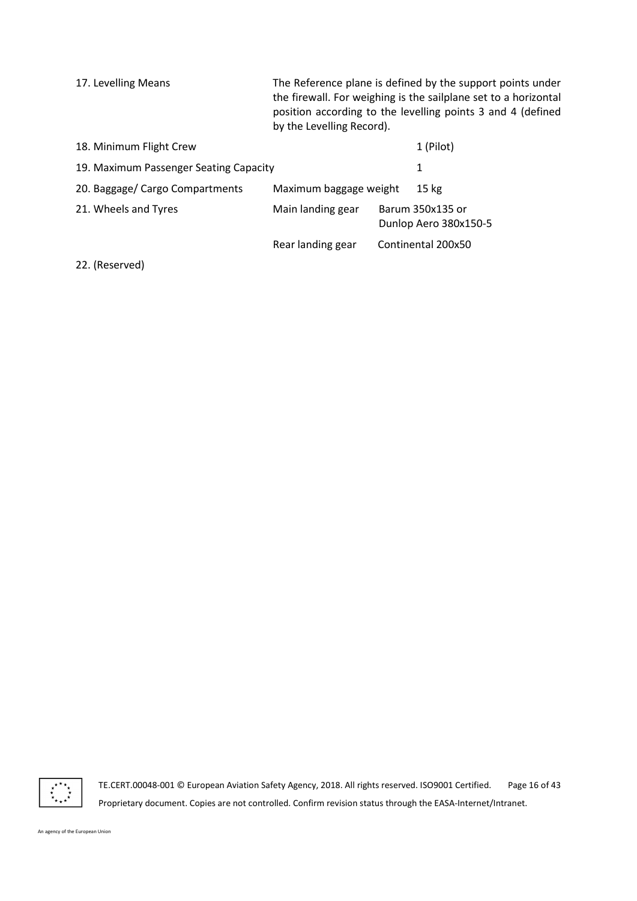| | | |
|---|---|---|
| 17. Levelling Means | The Reference plane is defined by the support points under the firewall. For weighing is the sailplane set to a horizontal position according to the levelling points 3 and 4 (defined by the Levelling Record). | |
| 18. Minimum Flight Crew | | 1 (Pilot) |
| 19. Maximum Passenger Seating Capacity | | 1 |
| 20. Baggage/ Cargo Compartments | Maximum baggage weight | 15 kg |
| 21. Wheels and Tyres | Main landing gear | Barum 350x135 or Dunlop Aero 380x150-5 |
| | Rear landing gear | Continental 200x50 |

22. (Reserved)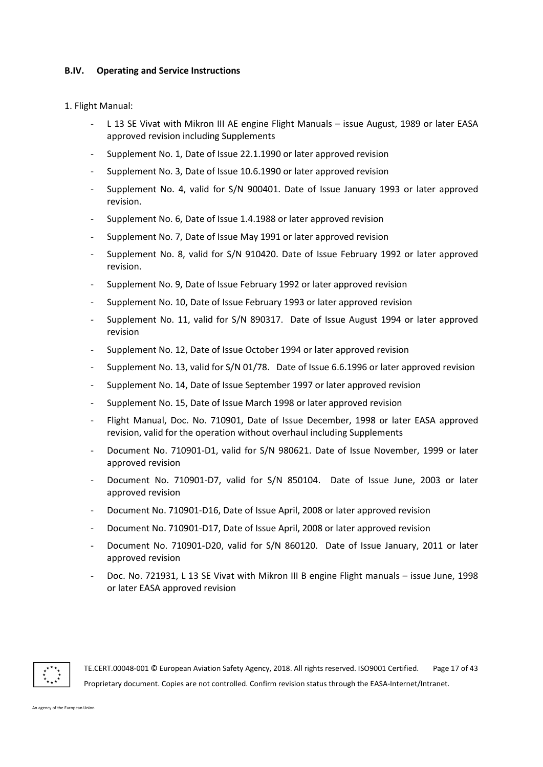#### B.IV. Operating and Service Instructions

1. Flight Manual:

- L 13 SE Vivat with Mikron III AE engine Flight Manuals – issue August, 1989 or later EASA approved revision including Supplements
- Supplement No. 1, Date of Issue 22.1.1990 or later approved revision
- Supplement No. 3, Date of Issue 10.6.1990 or later approved revision
- Supplement No. 4, valid for S/N 900401. Date of Issue January 1993 or later approved revision.
- Supplement No. 6, Date of Issue 1.4.1988 or later approved revision
- Supplement No. 7, Date of Issue May 1991 or later approved revision
- Supplement No. 8, valid for S/N 910420. Date of Issue February 1992 or later approved revision.
- Supplement No. 9, Date of Issue February 1992 or later approved revision
- Supplement No. 10, Date of Issue February 1993 or later approved revision
- Supplement No. 11, valid for S/N 890317. Date of Issue August 1994 or later approved revision
- Supplement No. 12, Date of Issue October 1994 or later approved revision
- Supplement No. 13, valid for S/N 01/78. Date of Issue 6.6.1996 or later approved revision
- Supplement No. 14, Date of Issue September 1997 or later approved revision
- Supplement No. 15, Date of Issue March 1998 or later approved revision
- Flight Manual, Doc. No. 710901, Date of Issue December, 1998 or later EASA approved revision, valid for the operation without overhaul including Supplements
- Document No. 710901-D1, valid for S/N 980621. Date of Issue November, 1999 or later approved revision
- Document No. 710901-D7, valid for S/N 850104. Date of Issue June, 2003 or later approved revision
- Document No. 710901-D16, Date of Issue April, 2008 or later approved revision
- Document No. 710901-D17, Date of Issue April, 2008 or later approved revision
- Document No. 710901-D20, valid for S/N 860120. Date of Issue January, 2011 or later approved revision
- Doc. No. 721931, L 13 SE Vivat with Mikron III B engine Flight manuals – issue June, 1998 or later EASA approved revision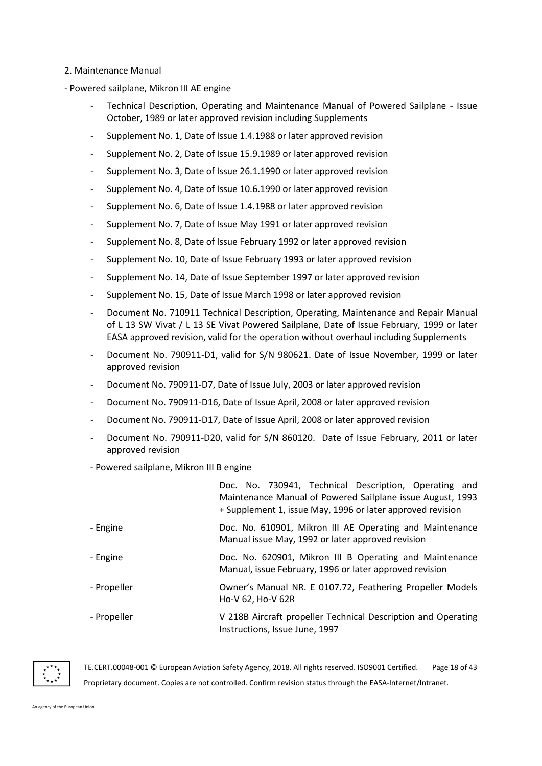2. Maintenance Manual

- Powered sailplane, Mikron III AE engine

  - Technical Description, Operating and Maintenance Manual of Powered Sailplane - Issue October, 1989 or later approved revision including Supplements
  - Supplement No. 1, Date of Issue 1.4.1988 or later approved revision
  - Supplement No. 2, Date of Issue 15.9.1989 or later approved revision
  - Supplement No. 3, Date of Issue 26.1.1990 or later approved revision
  - Supplement No. 4, Date of Issue 10.6.1990 or later approved revision
  - Supplement No. 6, Date of Issue 1.4.1988 or later approved revision
  - Supplement No. 7, Date of Issue May 1991 or later approved revision
  - Supplement No. 8, Date of Issue February 1992 or later approved revision
  - Supplement No. 10, Date of Issue February 1993 or later approved revision
  - Supplement No. 14, Date of Issue September 1997 or later approved revision
  - Supplement No. 15, Date of Issue March 1998 or later approved revision
  - Document No. 710911 Technical Description, Operating, Maintenance and Repair Manual of L 13 SW Vivat / L 13 SE Vivat Powered Sailplane, Date of Issue February, 1999 or later EASA approved revision, valid for the operation without overhaul including Supplements
  - Document No. 790911-D1, valid for S/N 980621. Date of Issue November, 1999 or later approved revision
  - Document No. 790911-D7, Date of Issue July, 2003 or later approved revision
  - Document No. 790911-D16, Date of Issue April, 2008 or later approved revision
  - Document No. 790911-D17, Date of Issue April, 2008 or later approved revision
  - Document No. 790911-D20, valid for S/N 860120. Date of Issue February, 2011 or later approved revision

- Powered sailplane, Mikron III B engine

| | |
|---|---|
| | Doc. No. 730941, Technical Description, Operating and Maintenance Manual of Powered Sailplane issue August, 1993 + Supplement 1, issue May, 1996 or later approved revision |
| - Engine | Doc. No. 610901, Mikron III AE Operating and Maintenance Manual issue May, 1992 or later approved revision |
| - Engine | Doc. No. 620901, Mikron III B Operating and Maintenance Manual, issue February, 1996 or later approved revision |
| - Propeller | Owner's Manual NR. E 0107.72, Feathering Propeller Models Ho-V 62, Ho-V 62R |
| - Propeller | V 218B Aircraft propeller Technical Description and Operating Instructions, Issue June, 1997 |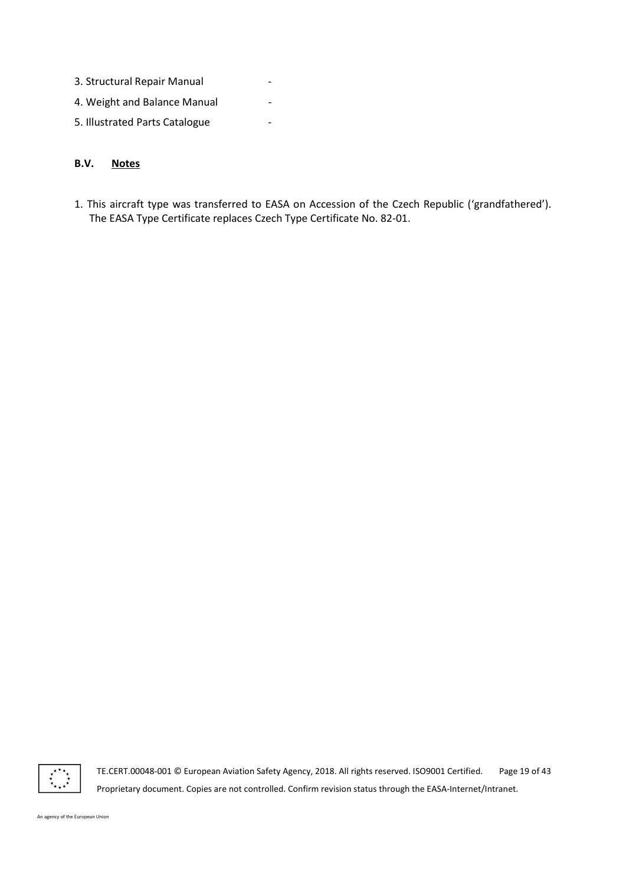3. Structural Repair Manual -

4. Weight and Balance Manual -

5. Illustrated Parts Catalogue -

## B.V. Notes

1. This aircraft type was transferred to EASA on Accession of the Czech Republic ('grandfathered'). The EASA Type Certificate replaces Czech Type Certificate No. 82-01.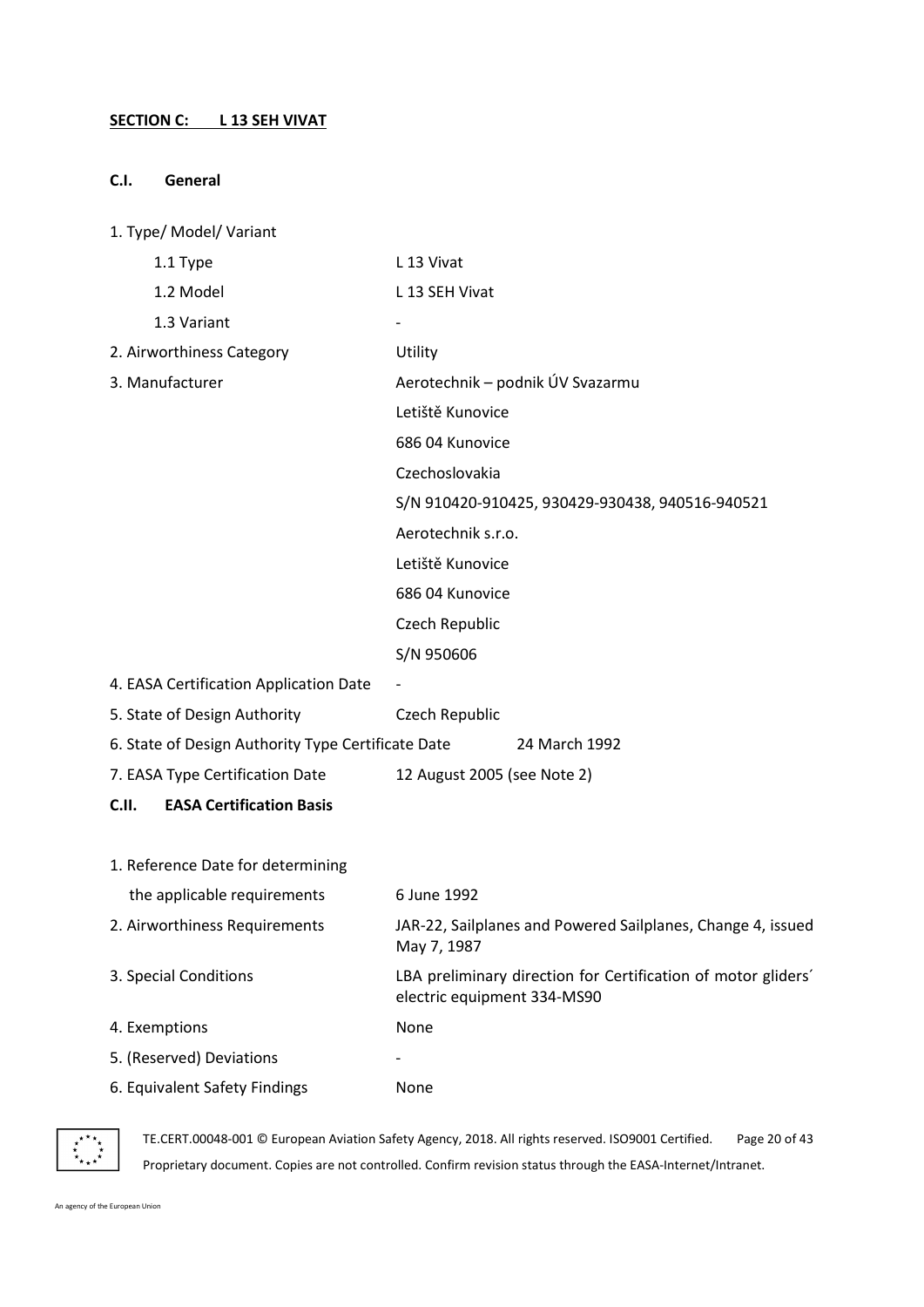## SECTION C: L 13 SEH VIVAT

### C.I. General

1. Type/ Model/ Variant

| | |
|---|---|
| 1.1 Type | L 13 Vivat |
| 1.2 Model | L 13 SEH Vivat |
| 1.3 Variant | - |
| 2. Airworthiness Category | Utility |
| 3. Manufacturer | Aerotechnik – podnik ÚV Svazarmu<br>Letiště Kunovice<br>686 04 Kunovice<br>Czechoslovakia<br>S/N 910420-910425, 930429-930438, 940516-940521<br>Aerotechnik s.r.o.<br>Letiště Kunovice<br>686 04 Kunovice<br>Czech Republic<br>S/N 950606 |
| 4. EASA Certification Application Date | - |
| 5. State of Design Authority | Czech Republic |
| 6. State of Design Authority Type Certificate Date | 24 March 1992 |
| 7. EASA Type Certification Date | 12 August 2005 (see Note 2) |

### C.II. EASA Certification Basis

| | |
|---|---|
| 1. Reference Date for determining the applicable requirements | 6 June 1992 |
| 2. Airworthiness Requirements | JAR-22, Sailplanes and Powered Sailplanes, Change 4, issued May 7, 1987 |
| 3. Special Conditions | LBA preliminary direction for Certification of motor gliders´ electric equipment 334-MS90 |
| 4. Exemptions | None |
| 5. (Reserved) Deviations | - |
| 6. Equivalent Safety Findings | None |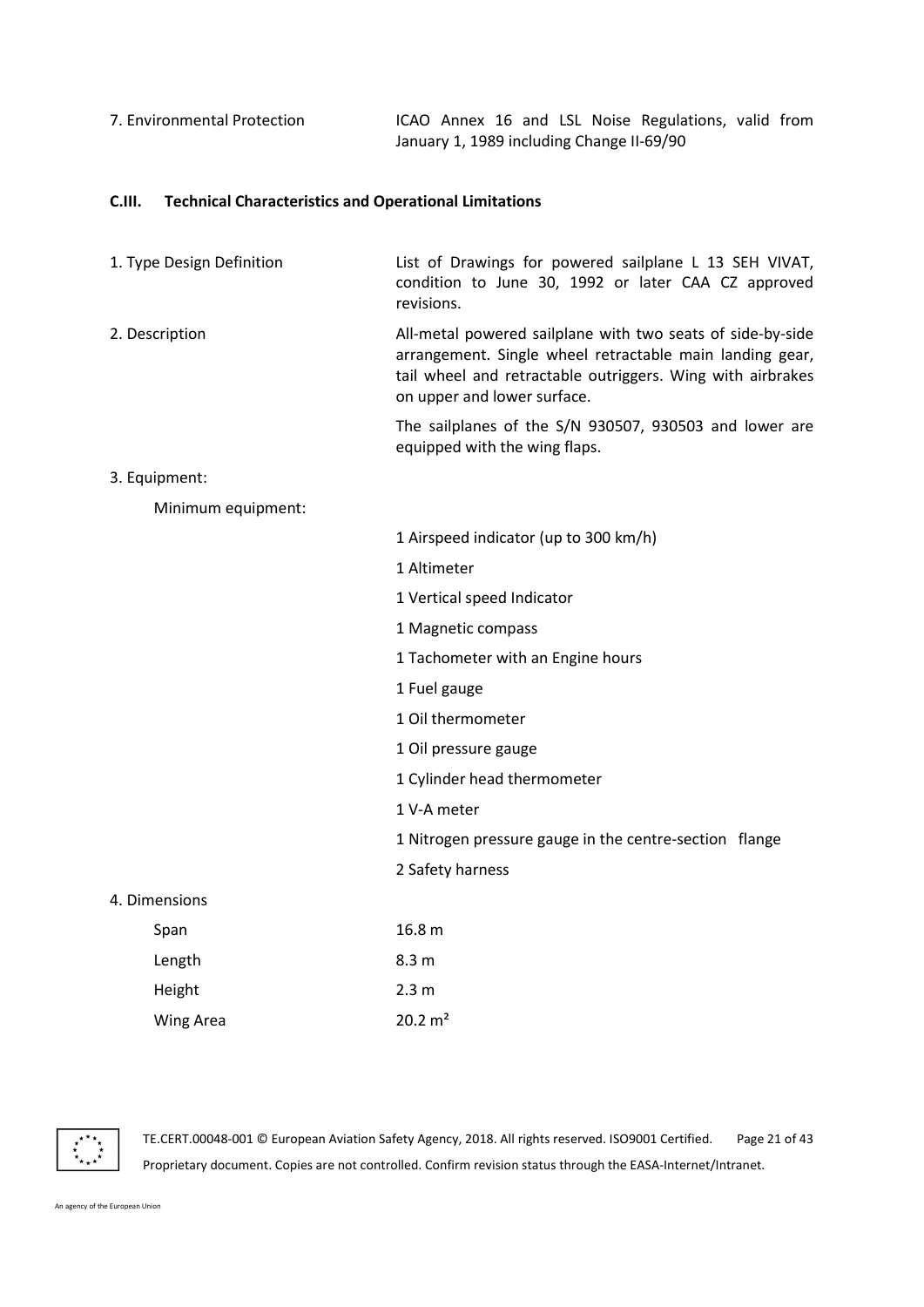| | |
|---|---|
| 7. Environmental Protection | ICAO Annex 16 and LSL Noise Regulations, valid from January 1, 1989 including Change II-69/90 |

### C.III. Technical Characteristics and Operational Limitations

| | |
|---|---|
| 1. Type Design Definition | List of Drawings for powered sailplane L 13 SEH VIVAT, condition to June 30, 1992 or later CAA CZ approved revisions. |
| 2. Description | All-metal powered sailplane with two seats of side-by-side arrangement. Single wheel retractable main landing gear, tail wheel and retractable outriggers. Wing with airbrakes on upper and lower surface.<br><br>The sailplanes of the S/N 930507, 930503 and lower are equipped with the wing flaps. |
| 3. Equipment: | |
| Minimum equipment: | 1 Airspeed indicator (up to 300 km/h)<br>1 Altimeter<br>1 Vertical speed Indicator<br>1 Magnetic compass<br>1 Tachometer with an Engine hours<br>1 Fuel gauge<br>1 Oil thermometer<br>1 Oil pressure gauge<br>1 Cylinder head thermometer<br>1 V-A meter<br>1 Nitrogen pressure gauge in the centre-section flange<br>2 Safety harness |
| 4. Dimensions | |
| Span | 16.8 m |
| Length | 8.3 m |
| Height | 2.3 m |
| Wing Area | 20.2 m² |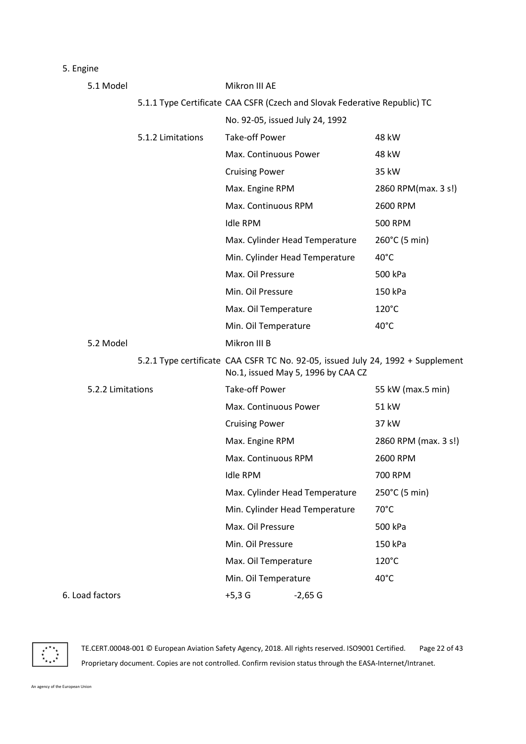5. Engine

5.1 Model — Mikron III AE

5.1.1 Type Certificate — CAA CSFR (Czech and Slovak Federative Republic) TC No. 92-05, issued July 24, 1992

5.1.2 Limitations

| | |
|---|---|
| Take-off Power | 48 kW |
| Max. Continuous Power | 48 kW |
| Cruising Power | 35 kW |
| Max. Engine RPM | 2860 RPM(max. 3 s!) |
| Max. Continuous RPM | 2600 RPM |
| Idle RPM | 500 RPM |
| Max. Cylinder Head Temperature | 260°C (5 min) |
| Min. Cylinder Head Temperature | 40°C |
| Max. Oil Pressure | 500 kPa |
| Min. Oil Pressure | 150 kPa |
| Max. Oil Temperature | 120°C |
| Min. Oil Temperature | 40°C |

5.2 Model — Mikron III B

5.2.1 Type certificate — CAA CSFR TC No. 92-05, issued July 24, 1992 + Supplement No.1, issued May 5, 1996 by CAA CZ

5.2.2 Limitations

| | |
|---|---|
| Take-off Power | 55 kW (max.5 min) |
| Max. Continuous Power | 51 kW |
| Cruising Power | 37 kW |
| Max. Engine RPM | 2860 RPM (max. 3 s!) |
| Max. Continuous RPM | 2600 RPM |
| Idle RPM | 700 RPM |
| Max. Cylinder Head Temperature | 250°C (5 min) |
| Min. Cylinder Head Temperature | 70°C |
| Max. Oil Pressure | 500 kPa |
| Min. Oil Pressure | 150 kPa |
| Max. Oil Temperature | 120°C |
| Min. Oil Temperature | 40°C |

6. Load factors — +5,3 G  -2,65 G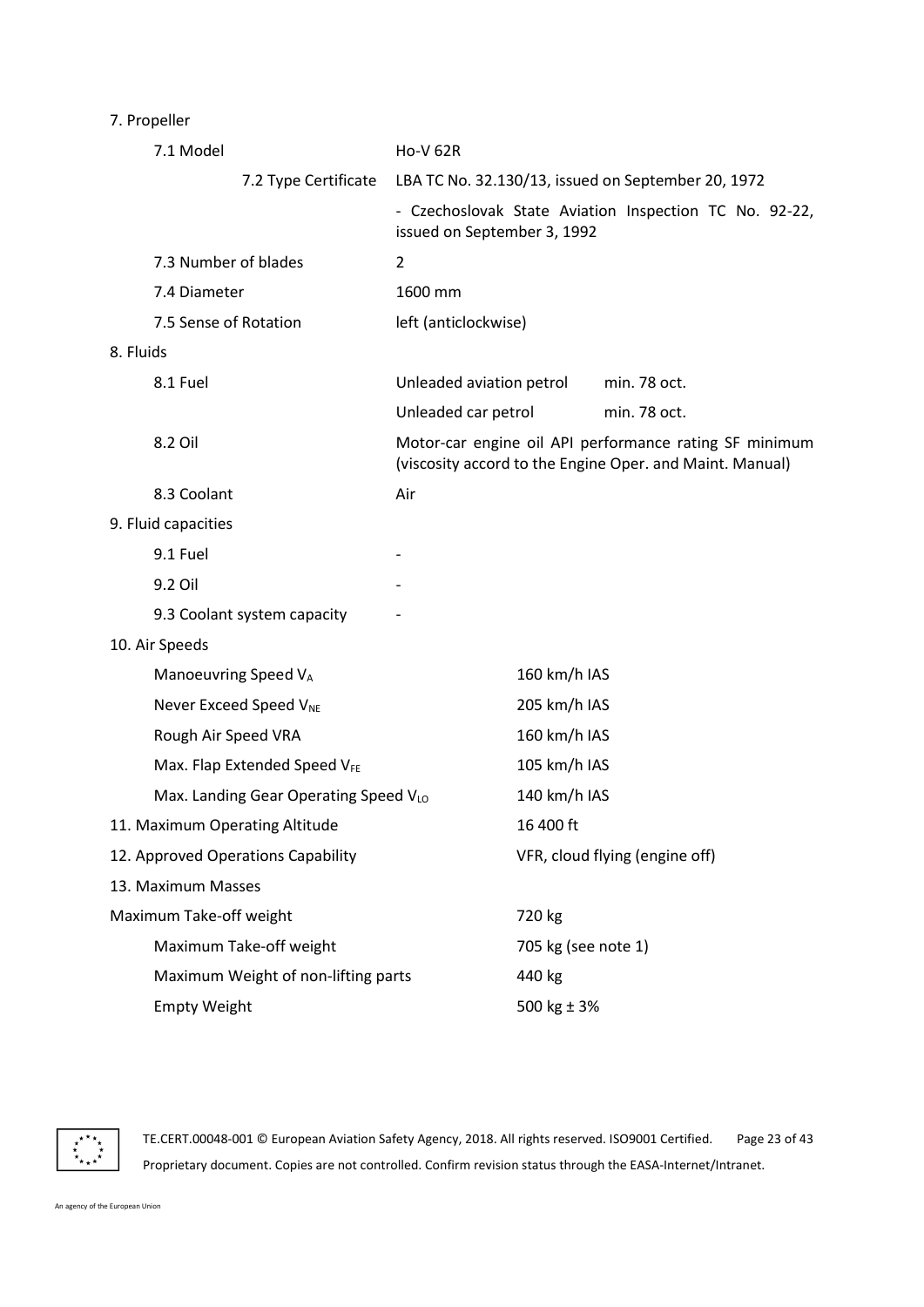7. Propeller

| | |
|---|---|
| 7.1 Model | Ho-V 62R |
| 7.2 Type Certificate | LBA TC No. 32.130/13, issued on September 20, 1972 |
| | - Czechoslovak State Aviation Inspection TC No. 92-22, issued on September 3, 1992 |
| 7.3 Number of blades | 2 |
| 7.4 Diameter | 1600 mm |
| 7.5 Sense of Rotation | left (anticlockwise) |

8. Fluids

| | | |
|---|---|---|
| 8.1 Fuel | Unleaded aviation petrol | min. 78 oct. |
| | Unleaded car petrol | min. 78 oct. |
| 8.2 Oil | Motor-car engine oil API performance rating SF minimum (viscosity accord to the Engine Oper. and Maint. Manual) | |
| 8.3 Coolant | Air | |

9. Fluid capacities

| | |
|---|---|
| 9.1 Fuel | - |
| 9.2 Oil | - |
| 9.3 Coolant system capacity | - |

10. Air Speeds

| | |
|---|---|
| Manoeuvring Speed $V_A$ | 160 km/h IAS |
| Never Exceed Speed $V_{NE}$ | 205 km/h IAS |
| Rough Air Speed VRA | 160 km/h IAS |
| Max. Flap Extended Speed $V_{FE}$ | 105 km/h IAS |
| Max. Landing Gear Operating Speed $V_{LO}$ | 140 km/h IAS |

11. Maximum Operating Altitude — 16 400 ft

12. Approved Operations Capability — VFR, cloud flying (engine off)

13. Maximum Masses

| | |
|---|---|
| Maximum Take-off weight | 720 kg |
| Maximum Take-off weight | 705 kg (see note 1) |
| Maximum Weight of non-lifting parts | 440 kg |
| Empty Weight | 500 kg ± 3% |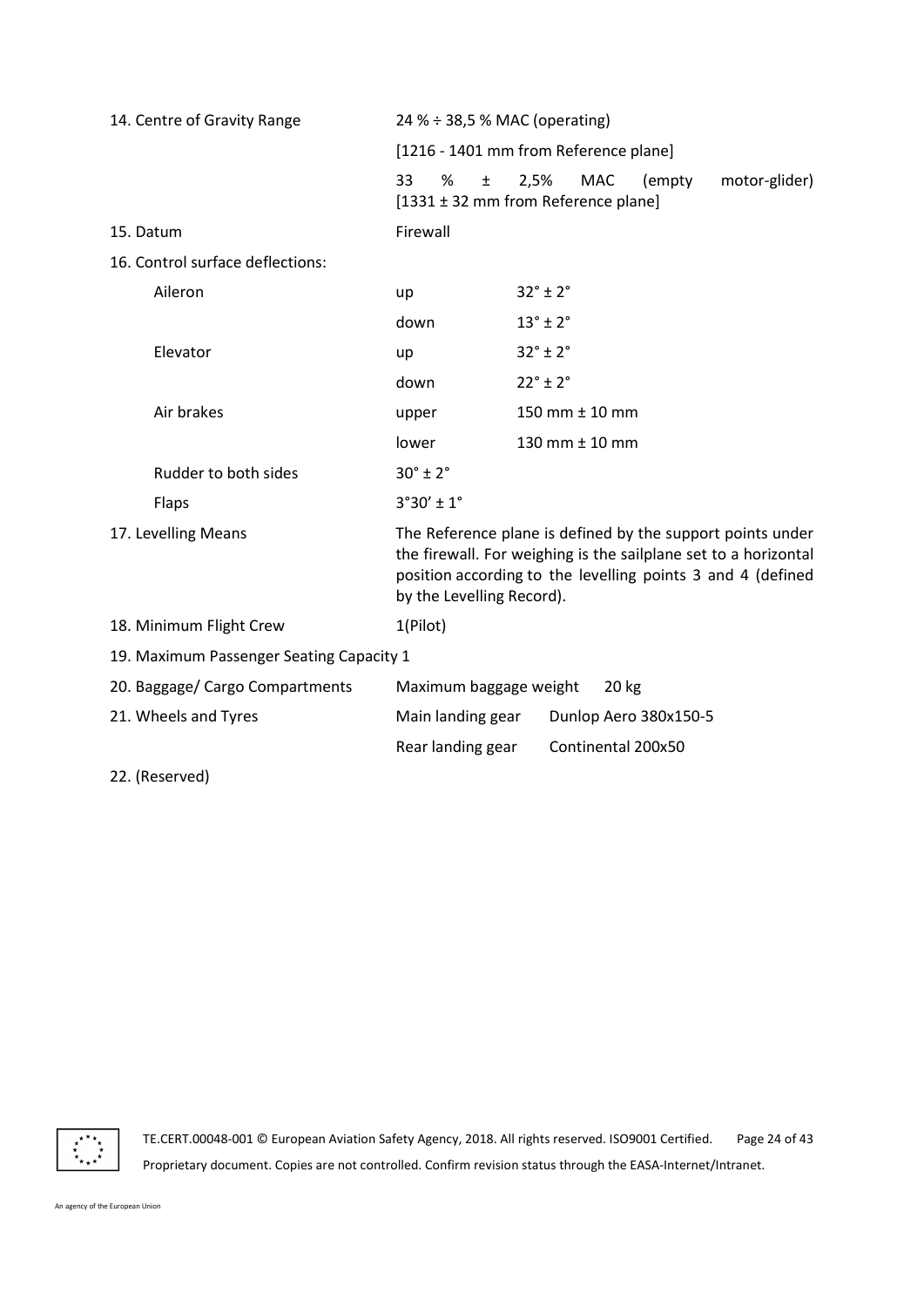| | | |
|---|---|---|
| 14. Centre of Gravity Range | 24 % ÷ 38,5 % MAC (operating) | |
| | [1216 - 1401 mm from Reference plane] | |
| | 33 % ± 2,5% MAC (empty motor-glider) [1331 ± 32 mm from Reference plane] | |
| 15. Datum | Firewall | |
| 16. Control surface deflections: | | |
| Aileron | up | 32° ± 2° |
| | down | 13° ± 2° |
| Elevator | up | 32° ± 2° |
| | down | 22° ± 2° |
| Air brakes | upper | 150 mm ± 10 mm |
| | lower | 130 mm ± 10 mm |
| Rudder to both sides | 30° ± 2° | |
| Flaps | 3°30′ ± 1° | |
| 17. Levelling Means | The Reference plane is defined by the support points under the firewall. For weighing is the sailplane set to a horizontal position according to the levelling points 3 and 4 (defined by the Levelling Record). | |
| 18. Minimum Flight Crew | 1(Pilot) | |
| 19. Maximum Passenger Seating Capacity | 1 | |
| 20. Baggage/ Cargo Compartments | Maximum baggage weight | 20 kg |
| 21. Wheels and Tyres | Main landing gear | Dunlop Aero 380x150-5 |
| | Rear landing gear | Continental 200x50 |

22. (Reserved)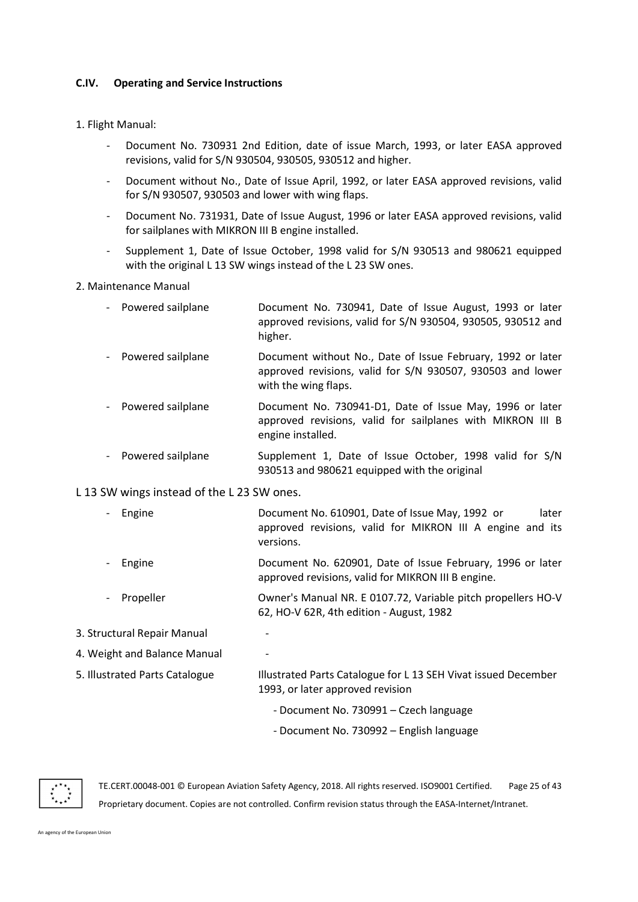## C.IV. Operating and Service Instructions

1. Flight Manual:

- Document No. 730931 2nd Edition, date of issue March, 1993, or later EASA approved revisions, valid for S/N 930504, 930505, 930512 and higher.
- Document without No., Date of Issue April, 1992, or later EASA approved revisions, valid for S/N 930507, 930503 and lower with wing flaps.
- Document No. 731931, Date of Issue August, 1996 or later EASA approved revisions, valid for sailplanes with MIKRON III B engine installed.
- Supplement 1, Date of Issue October, 1998 valid for S/N 930513 and 980621 equipped with the original L 13 SW wings instead of the L 23 SW ones.

2. Maintenance Manual

| | |
|---|---|
| - Powered sailplane | Document No. 730941, Date of Issue August, 1993 or later approved revisions, valid for S/N 930504, 930505, 930512 and higher. |
| - Powered sailplane | Document without No., Date of Issue February, 1992 or later approved revisions, valid for S/N 930507, 930503 and lower with the wing flaps. |
| - Powered sailplane | Document No. 730941-D1, Date of Issue May, 1996 or later approved revisions, valid for sailplanes with MIKRON III B engine installed. |
| - Powered sailplane | Supplement 1, Date of Issue October, 1998 valid for S/N 930513 and 980621 equipped with the original |

L 13 SW wings instead of the L 23 SW ones.

| | |
|---|---|
| - Engine | Document No. 610901, Date of Issue May, 1992 or later approved revisions, valid for MIKRON III A engine and its versions. |
| - Engine | Document No. 620901, Date of Issue February, 1996 or later approved revisions, valid for MIKRON III B engine. |
| - Propeller | Owner's Manual NR. E 0107.72, Variable pitch propellers HO-V 62, HO-V 62R, 4th edition - August, 1982 |

| | |
|---|---|
| 3. Structural Repair Manual | - |
| 4. Weight and Balance Manual | - |
| 5. Illustrated Parts Catalogue | Illustrated Parts Catalogue for L 13 SEH Vivat issued December 1993, or later approved revision<br>- Document No. 730991 – Czech language<br>- Document No. 730992 – English language |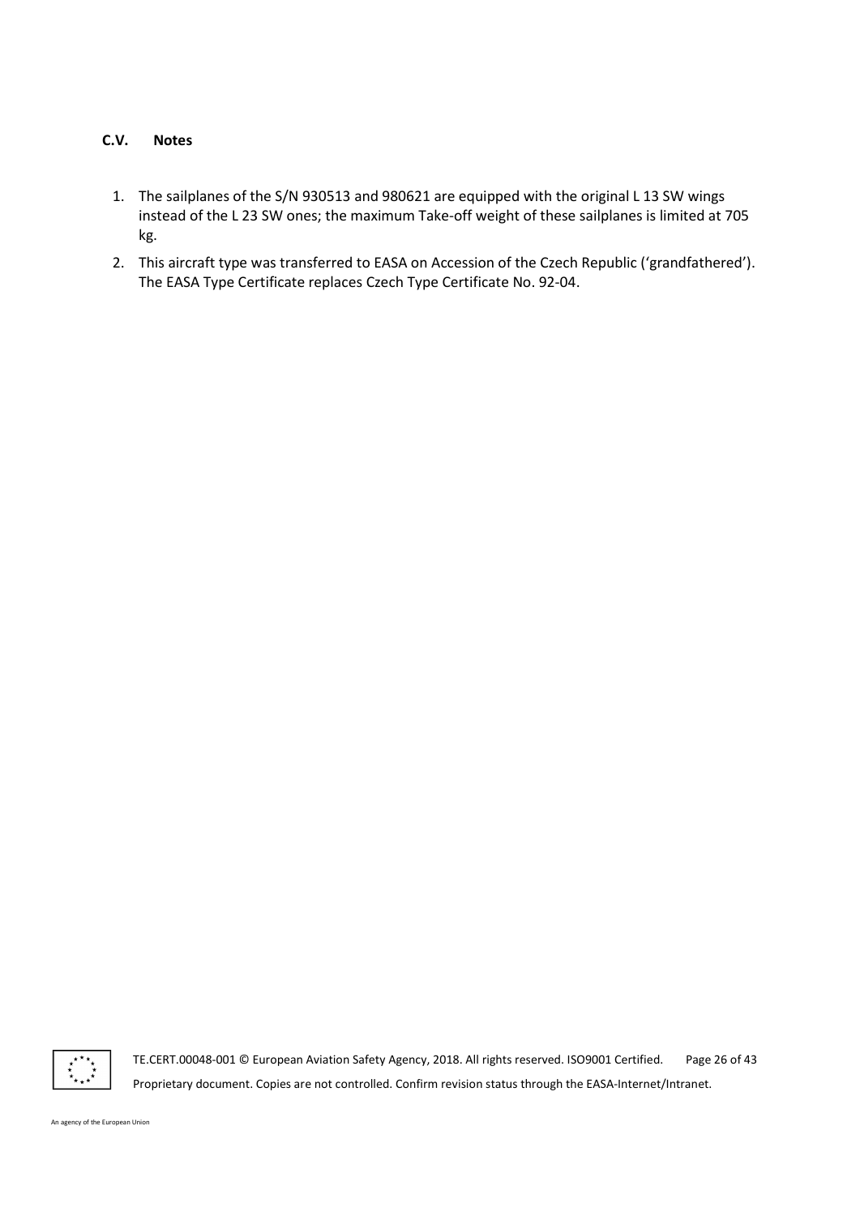### C.V. Notes

1. The sailplanes of the S/N 930513 and 980621 are equipped with the original L 13 SW wings instead of the L 23 SW ones; the maximum Take-off weight of these sailplanes is limited at 705 kg.
2. This aircraft type was transferred to EASA on Accession of the Czech Republic ('grandfathered'). The EASA Type Certificate replaces Czech Type Certificate No. 92-04.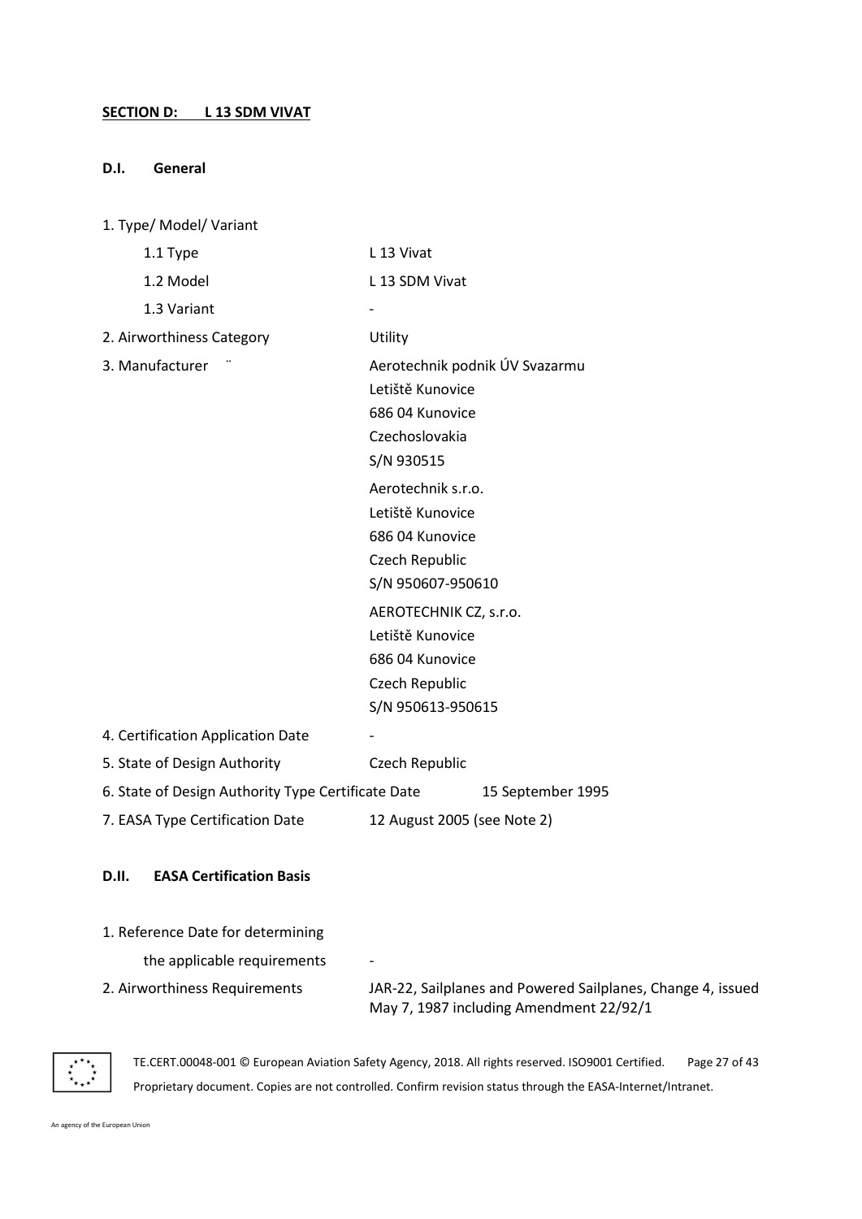## SECTION D: L 13 SDM VIVAT

### D.I. General

1. Type/ Model/ Variant
   - 1.1 Type — L 13 Vivat
   - 1.2 Model — L 13 SDM Vivat
   - 1.3 Variant — -
2. Airworthiness Category — Utility
3. Manufacturer ¨ — Aerotechnik podnik ÚV Svazarmu  
   Letiště Kunovice  
   686 04 Kunovice  
   Czechoslovakia  
   S/N 930515

   Aerotechnik s.r.o.  
   Letiště Kunovice  
   686 04 Kunovice  
   Czech Republic  
   S/N 950607-950610

   AEROTECHNIK CZ, s.r.o.  
   Letiště Kunovice  
   686 04 Kunovice  
   Czech Republic  
   S/N 950613-950615
4. Certification Application Date — -
5. State of Design Authority — Czech Republic
6. State of Design Authority Type Certificate Date — 15 September 1995
7. EASA Type Certification Date — 12 August 2005 (see Note 2)

### D.II. EASA Certification Basis

1. Reference Date for determining the applicable requirements — -
2. Airworthiness Requirements — JAR-22, Sailplanes and Powered Sailplanes, Change 4, issued May 7, 1987 including Amendment 22/92/1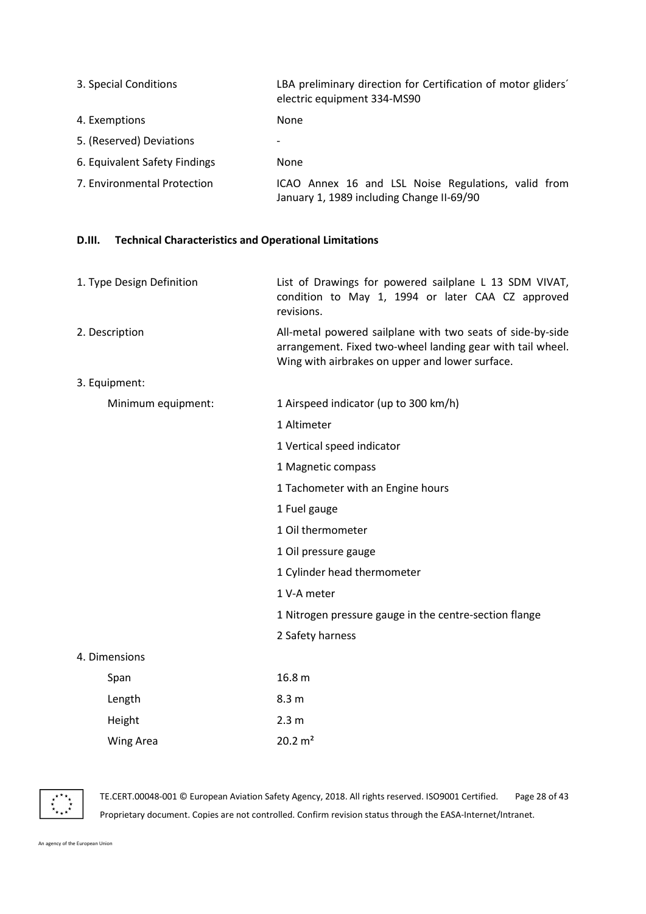| | |
|---|---|
| 3. Special Conditions | LBA preliminary direction for Certification of motor gliders´ electric equipment 334-MS90 |
| 4. Exemptions | None |
| 5. (Reserved) Deviations | - |
| 6. Equivalent Safety Findings | None |
| 7. Environmental Protection | ICAO Annex 16 and LSL Noise Regulations, valid from January 1, 1989 including Change II-69/90 |

### D.III. Technical Characteristics and Operational Limitations

| | |
|---|---|
| 1. Type Design Definition | List of Drawings for powered sailplane L 13 SDM VIVAT, condition to May 1, 1994 or later CAA CZ approved revisions. |
| 2. Description | All-metal powered sailplane with two seats of side-by-side arrangement. Fixed two-wheel landing gear with tail wheel. Wing with airbrakes on upper and lower surface. |
| 3. Equipment: | |
| Minimum equipment: | 1 Airspeed indicator (up to 300 km/h) |
| | 1 Altimeter |
| | 1 Vertical speed indicator |
| | 1 Magnetic compass |
| | 1 Tachometer with an Engine hours |
| | 1 Fuel gauge |
| | 1 Oil thermometer |
| | 1 Oil pressure gauge |
| | 1 Cylinder head thermometer |
| | 1 V-A meter |
| | 1 Nitrogen pressure gauge in the centre-section flange |
| | 2 Safety harness |
| 4. Dimensions | |
| Span | 16.8 m |
| Length | 8.3 m |
| Height | 2.3 m |
| Wing Area | 20.2 m² |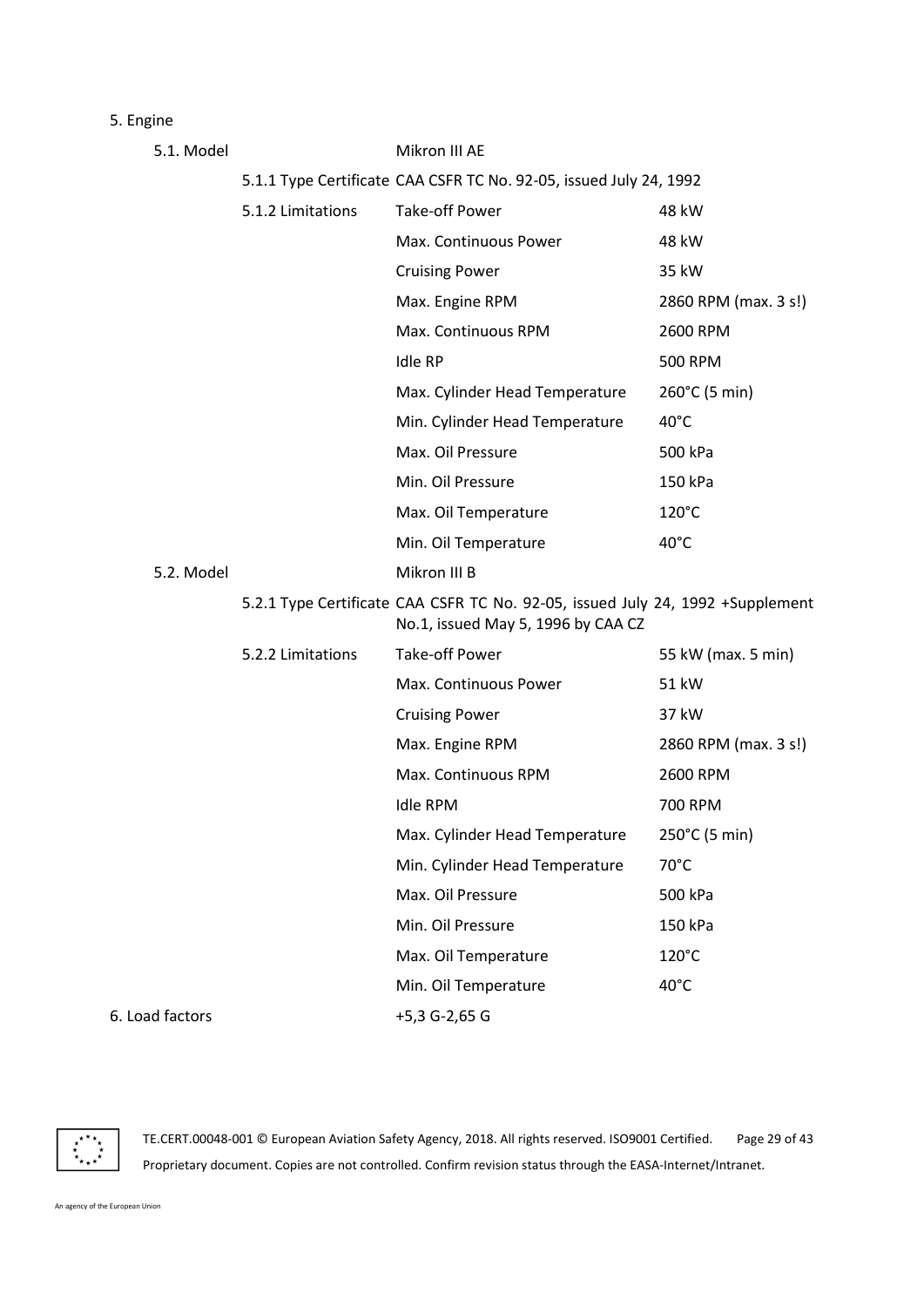5. Engine

5.1. Model — Mikron III AE

5.1.1 Type Certificate CAA CSFR TC No. 92-05, issued July 24, 1992

5.1.2 Limitations

| | |
|---|---|
| Take-off Power | 48 kW |
| Max. Continuous Power | 48 kW |
| Cruising Power | 35 kW |
| Max. Engine RPM | 2860 RPM (max. 3 s!) |
| Max. Continuous RPM | 2600 RPM |
| Idle RP | 500 RPM |
| Max. Cylinder Head Temperature | 260°C (5 min) |
| Min. Cylinder Head Temperature | 40°C |
| Max. Oil Pressure | 500 kPa |
| Min. Oil Pressure | 150 kPa |
| Max. Oil Temperature | 120°C |
| Min. Oil Temperature | 40°C |

5.2. Model — Mikron III B

5.2.1 Type Certificate CAA CSFR TC No. 92-05, issued July 24, 1992 +Supplement No.1, issued May 5, 1996 by CAA CZ

5.2.2 Limitations

| | |
|---|---|
| Take-off Power | 55 kW (max. 5 min) |
| Max. Continuous Power | 51 kW |
| Cruising Power | 37 kW |
| Max. Engine RPM | 2860 RPM (max. 3 s!) |
| Max. Continuous RPM | 2600 RPM |
| Idle RPM | 700 RPM |
| Max. Cylinder Head Temperature | 250°C (5 min) |
| Min. Cylinder Head Temperature | 70°C |
| Max. Oil Pressure | 500 kPa |
| Min. Oil Pressure | 150 kPa |
| Max. Oil Temperature | 120°C |
| Min. Oil Temperature | 40°C |

6. Load factors — +5,3 G-2,65 G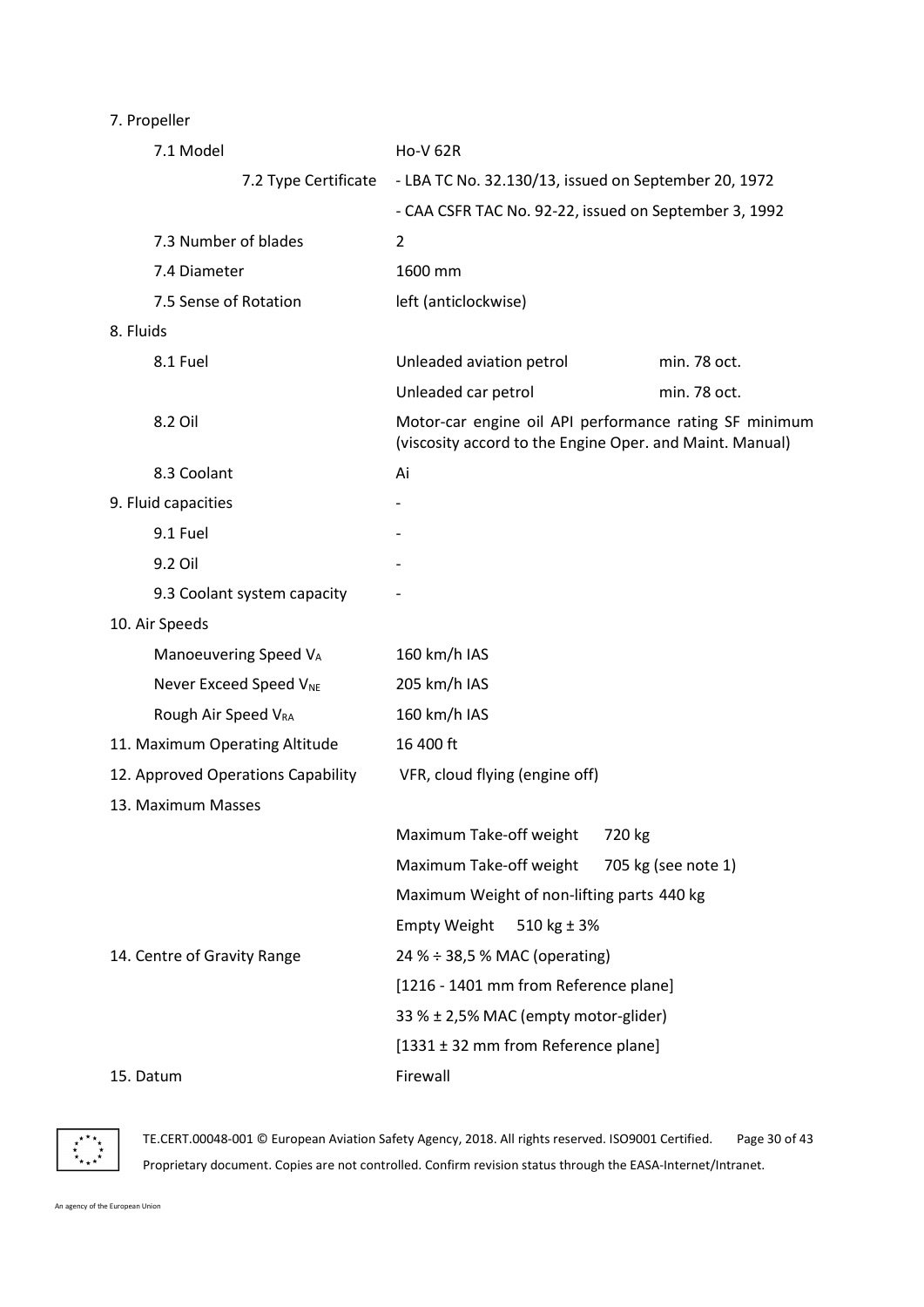7. Propeller

| | |
|---|---|
| 7.1 Model | Ho-V 62R |
| 7.2 Type Certificate | - LBA TC No. 32.130/13, issued on September 20, 1972 |
| | - CAA CSFR TAC No. 92-22, issued on September 3, 1992 |
| 7.3 Number of blades | 2 |
| 7.4 Diameter | 1600 mm |
| 7.5 Sense of Rotation | left (anticlockwise) |

8. Fluids

| | | |
|---|---|---|
| 8.1 Fuel | Unleaded aviation petrol | min. 78 oct. |
| | Unleaded car petrol | min. 78 oct. |
| 8.2 Oil | Motor-car engine oil API performance rating SF minimum (viscosity accord to the Engine Oper. and Maint. Manual) | |
| 8.3 Coolant | Ai | |

| | |
|---|---|
| 9. Fluid capacities | - |
| 9.1 Fuel | - |
| 9.2 Oil | - |
| 9.3 Coolant system capacity | - |

10. Air Speeds

| | |
|---|---|
| Manoeuvering Speed $V_A$ | 160 km/h IAS |
| Never Exceed Speed $V_{NE}$ | 205 km/h IAS |
| Rough Air Speed $V_{RA}$ | 160 km/h IAS |

11. Maximum Operating Altitude: 16 400 ft

12. Approved Operations Capability: VFR, cloud flying (engine off)

13. Maximum Masses

| | |
|---|---|
| Maximum Take-off weight | 720 kg |
| Maximum Take-off weight | 705 kg (see note 1) |
| Maximum Weight of non-lifting parts | 440 kg |
| Empty Weight | 510 kg ± 3% |

14. Centre of Gravity Range

24 % ÷ 38,5 % MAC (operating)

[1216 - 1401 mm from Reference plane]

33 % ± 2,5% MAC (empty motor-glider)

[1331 ± 32 mm from Reference plane]

15. Datum: Firewall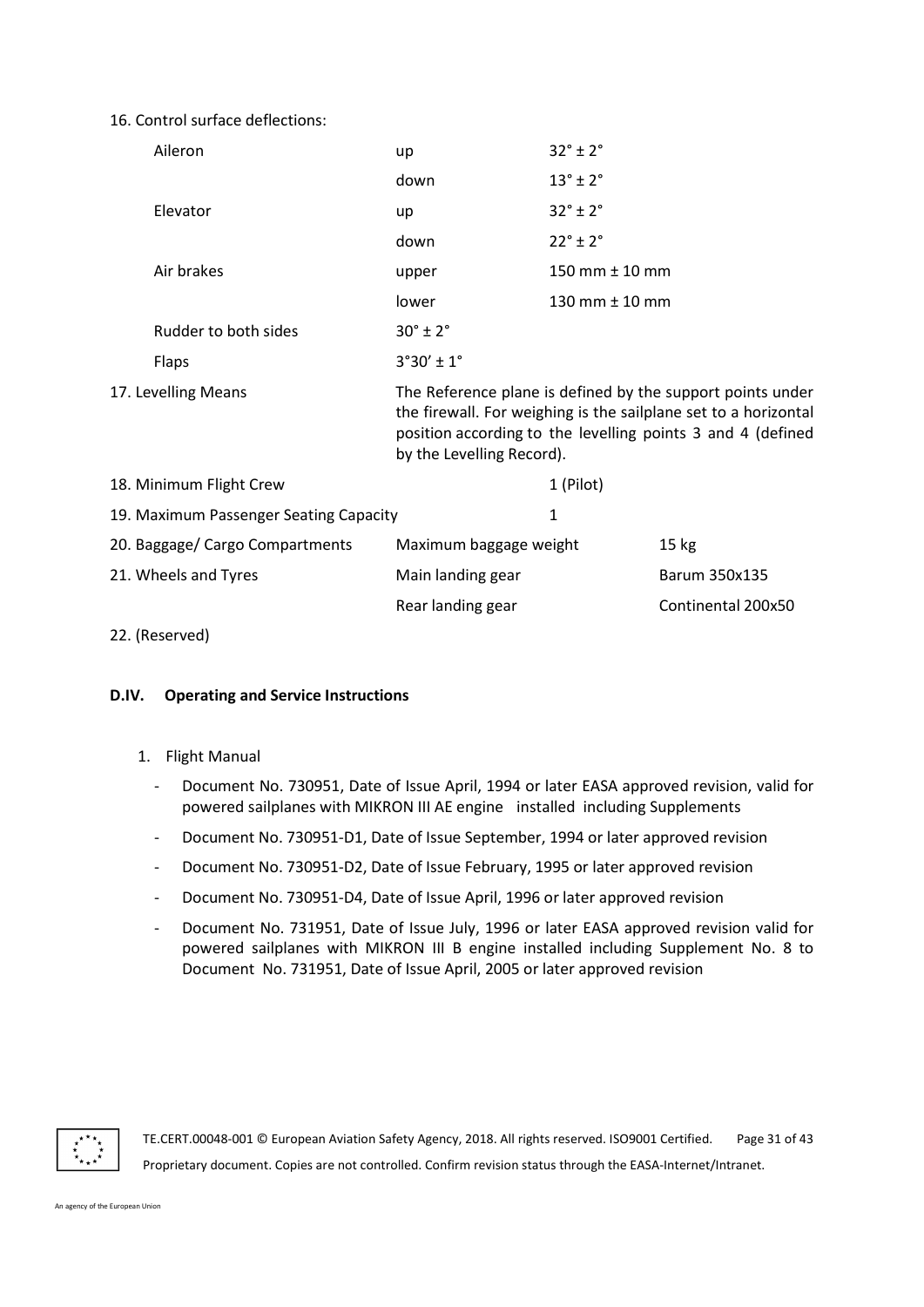16. Control surface deflections:

| | | |
|---|---|---|
| Aileron | up | 32° ± 2° |
| | down | 13° ± 2° |
| Elevator | up | 32° ± 2° |
| | down | 22° ± 2° |
| Air brakes | upper | 150 mm ± 10 mm |
| | lower | 130 mm ± 10 mm |
| Rudder to both sides | 30° ± 2° | |
| Flaps | 3°30′ ± 1° | |

17. Levelling Means — The Reference plane is defined by the support points under the firewall. For weighing is the sailplane set to a horizontal position according to the levelling points 3 and 4 (defined by the Levelling Record).

18. Minimum Flight Crew — 1 (Pilot)

19. Maximum Passenger Seating Capacity — 1

20. Baggage/ Cargo Compartments — Maximum baggage weight — 15 kg

21. Wheels and Tyres

| | |
|---|---|
| Main landing gear | Barum 350x135 |
| Rear landing gear | Continental 200x50 |

22. (Reserved)

### D.IV. Operating and Service Instructions

1. Flight Manual
   - Document No. 730951, Date of Issue April, 1994 or later EASA approved revision, valid for powered sailplanes with MIKRON III AE engine installed including Supplements
   - Document No. 730951-D1, Date of Issue September, 1994 or later approved revision
   - Document No. 730951-D2, Date of Issue February, 1995 or later approved revision
   - Document No. 730951-D4, Date of Issue April, 1996 or later approved revision
   - Document No. 731951, Date of Issue July, 1996 or later EASA approved revision valid for powered sailplanes with MIKRON III B engine installed including Supplement No. 8 to Document No. 731951, Date of Issue April, 2005 or later approved revision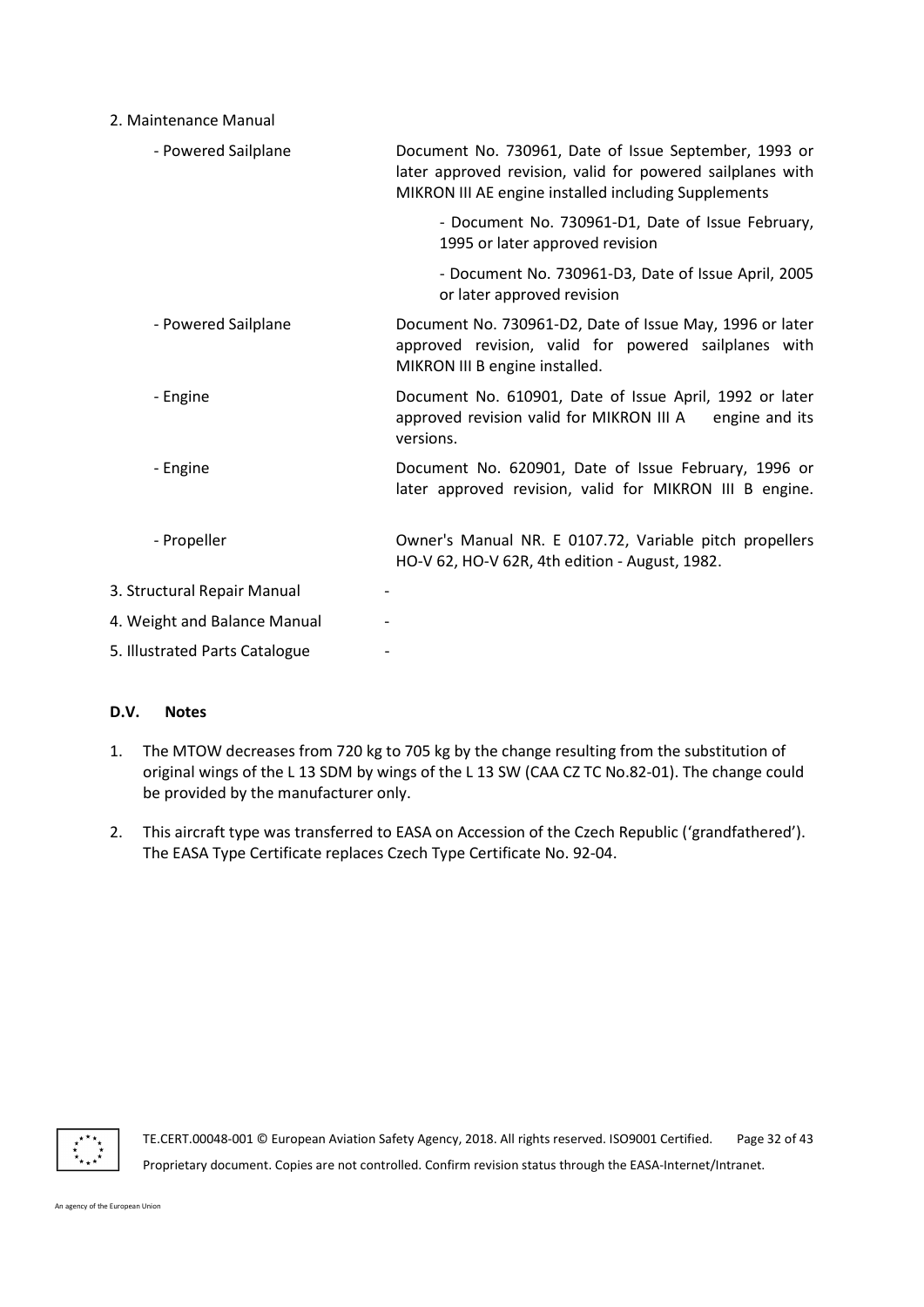2. Maintenance Manual

| | |
|---|---|
| - Powered Sailplane | Document No. 730961, Date of Issue September, 1993 or later approved revision, valid for powered sailplanes with MIKRON III AE engine installed including Supplements<br>- Document No. 730961-D1, Date of Issue February, 1995 or later approved revision<br>- Document No. 730961-D3, Date of Issue April, 2005 or later approved revision |
| - Powered Sailplane | Document No. 730961-D2, Date of Issue May, 1996 or later approved revision, valid for powered sailplanes with MIKRON III B engine installed. |
| - Engine | Document No. 610901, Date of Issue April, 1992 or later approved revision valid for MIKRON III A engine and its versions. |
| - Engine | Document No. 620901, Date of Issue February, 1996 or later approved revision, valid for MIKRON III B engine. |
| - Propeller | Owner's Manual NR. E 0107.72, Variable pitch propellers HO-V 62, HO-V 62R, 4th edition - August, 1982. |

3. Structural Repair Manual -

4. Weight and Balance Manual -

5. Illustrated Parts Catalogue -

**D.V. Notes**

1. The MTOW decreases from 720 kg to 705 kg by the change resulting from the substitution of original wings of the L 13 SDM by wings of the L 13 SW (CAA CZ TC No.82-01). The change could be provided by the manufacturer only.
2. This aircraft type was transferred to EASA on Accession of the Czech Republic ('grandfathered'). The EASA Type Certificate replaces Czech Type Certificate No. 92-04.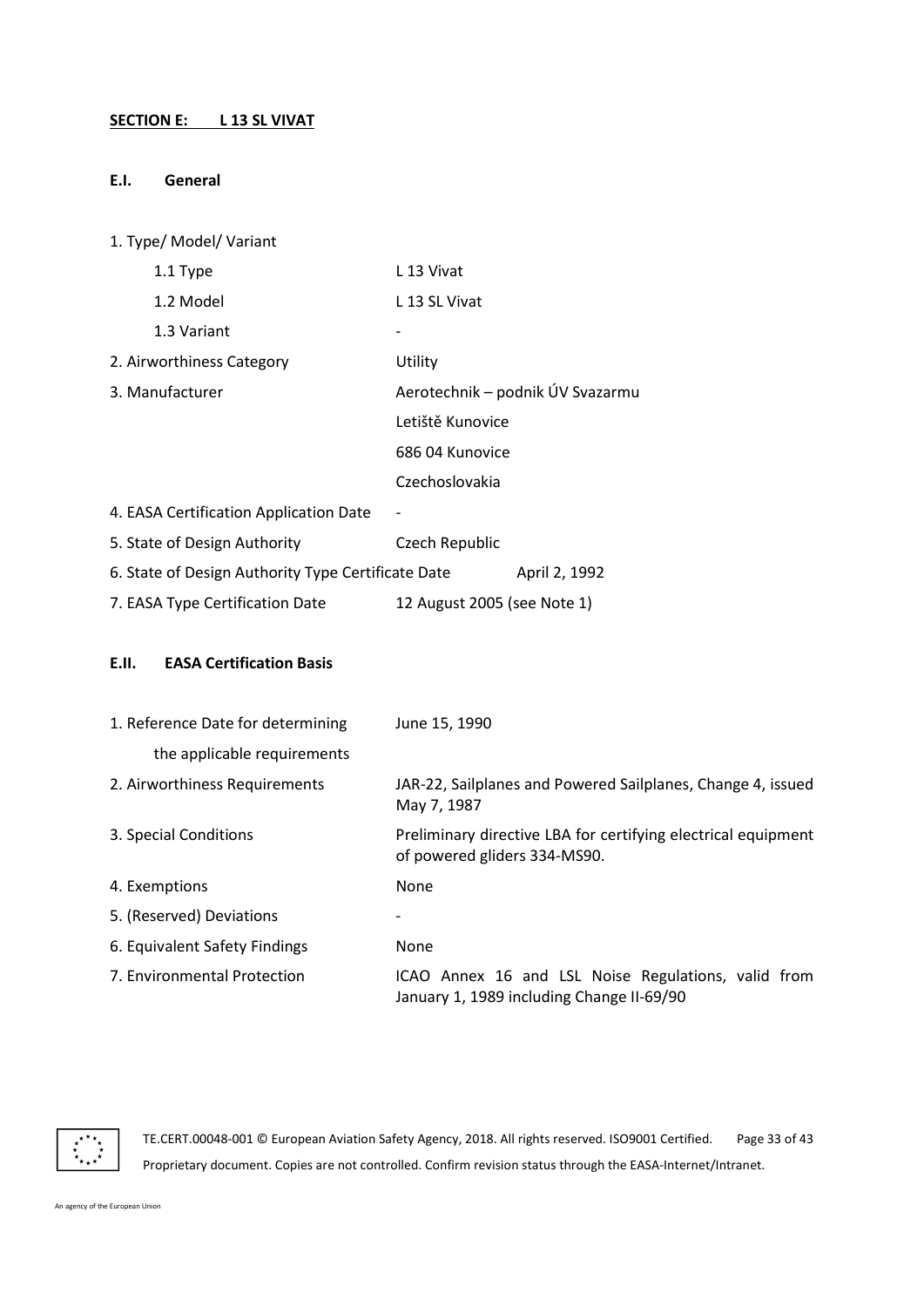## SECTION E: L 13 SL VIVAT

### E.I. General

| | |
|---|---|
| 1. Type/ Model/ Variant | |
| 1.1 Type | L 13 Vivat |
| 1.2 Model | L 13 SL Vivat |
| 1.3 Variant | - |
| 2. Airworthiness Category | Utility |
| 3. Manufacturer | Aerotechnik – podnik ÚV Svazarmu<br>Letiště Kunovice<br>686 04 Kunovice<br>Czechoslovakia |
| 4. EASA Certification Application Date | - |
| 5. State of Design Authority | Czech Republic |
| 6. State of Design Authority Type Certificate Date | April 2, 1992 |
| 7. EASA Type Certification Date | 12 August 2005 (see Note 1) |

### E.II. EASA Certification Basis

| | |
|---|---|
| 1. Reference Date for determining the applicable requirements | June 15, 1990 |
| 2. Airworthiness Requirements | JAR-22, Sailplanes and Powered Sailplanes, Change 4, issued May 7, 1987 |
| 3. Special Conditions | Preliminary directive LBA for certifying electrical equipment of powered gliders 334-MS90. |
| 4. Exemptions | None |
| 5. (Reserved) Deviations | - |
| 6. Equivalent Safety Findings | None |
| 7. Environmental Protection | ICAO Annex 16 and LSL Noise Regulations, valid from January 1, 1989 including Change II-69/90 |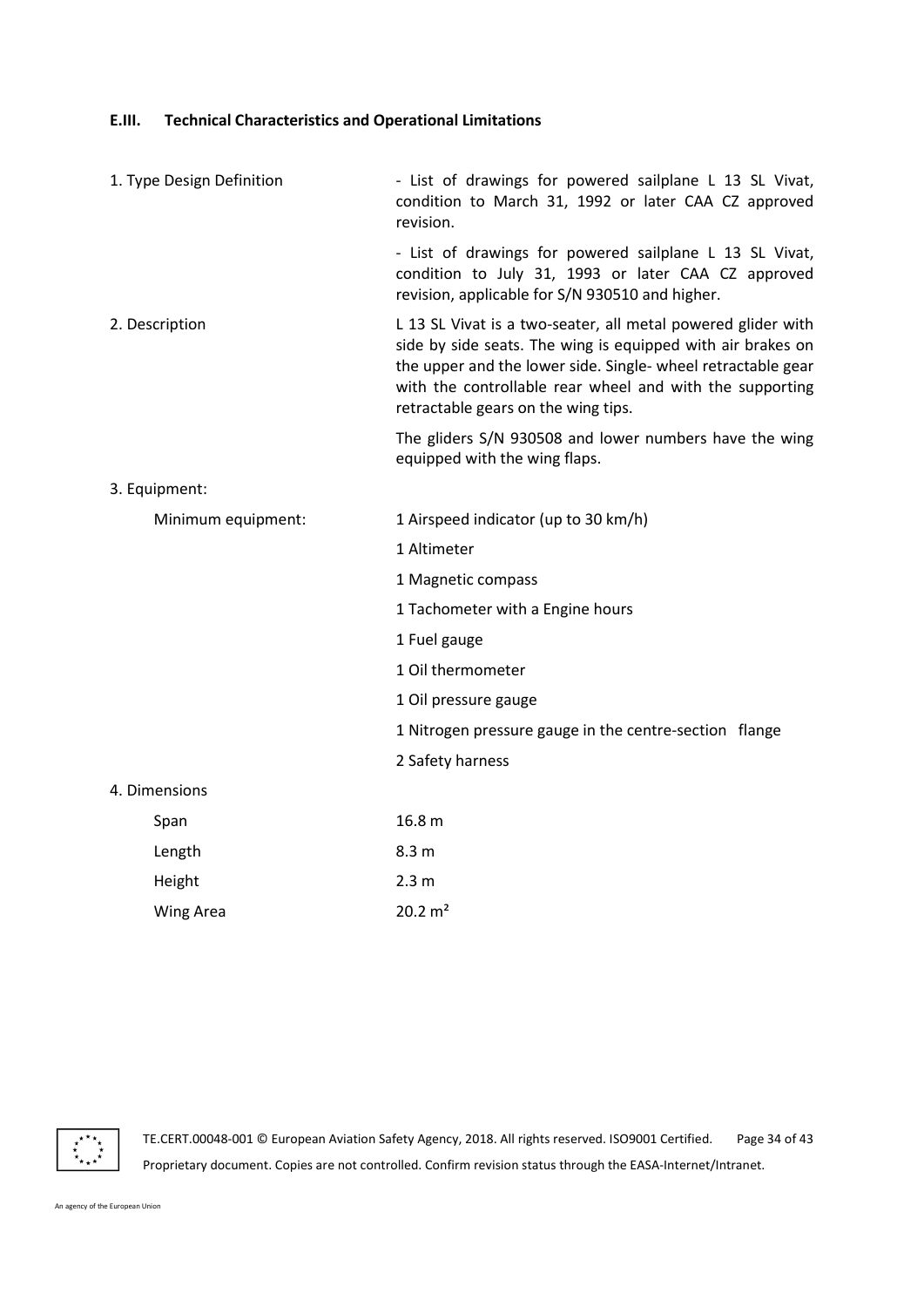## E.III. Technical Characteristics and Operational Limitations

| | |
|---|---|
| 1. Type Design Definition | - List of drawings for powered sailplane L 13 SL Vivat, condition to March 31, 1992 or later CAA CZ approved revision.<br>- List of drawings for powered sailplane L 13 SL Vivat, condition to July 31, 1993 or later CAA CZ approved revision, applicable for S/N 930510 and higher. |
| 2. Description | L 13 SL Vivat is a two-seater, all metal powered glider with side by side seats. The wing is equipped with air brakes on the upper and the lower side. Single- wheel retractable gear with the controllable rear wheel and with the supporting retractable gears on the wing tips.<br>The gliders S/N 930508 and lower numbers have the wing equipped with the wing flaps. |
| 3. Equipment: | |
| Minimum equipment: | 1 Airspeed indicator (up to 30 km/h) |
| | 1 Altimeter |
| | 1 Magnetic compass |
| | 1 Tachometer with a Engine hours |
| | 1 Fuel gauge |
| | 1 Oil thermometer |
| | 1 Oil pressure gauge |
| | 1 Nitrogen pressure gauge in the centre-section flange |
| | 2 Safety harness |
| 4. Dimensions | |
| Span | 16.8 m |
| Length | 8.3 m |
| Height | 2.3 m |
| Wing Area | 20.2 m² |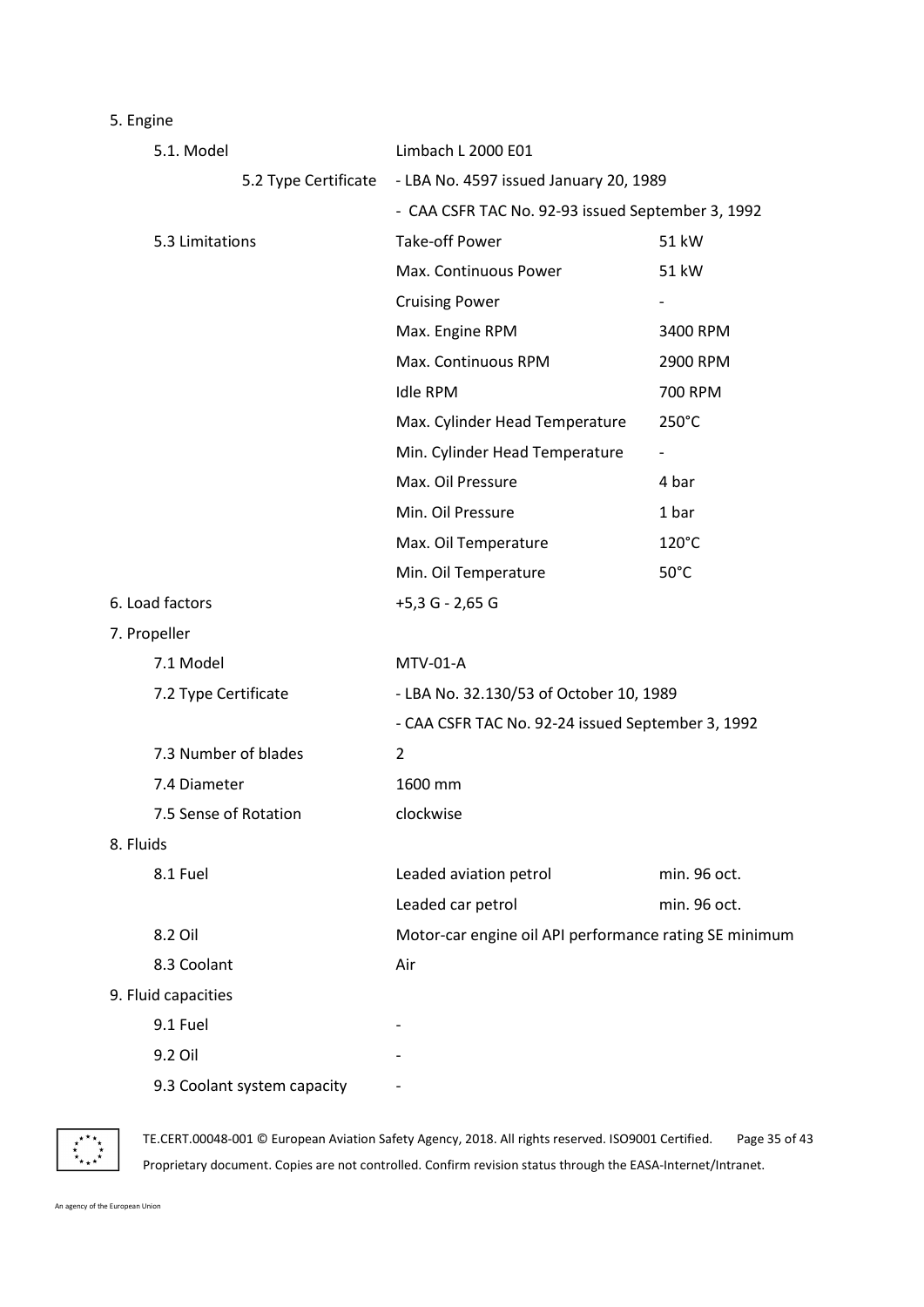5. Engine

| | | |
|---|---|---|
| 5.1. Model | Limbach L 2000 E01 | |
| 5.2 Type Certificate | - LBA No. 4597 issued January 20, 1989 | |
| | - CAA CSFR TAC No. 92-93 issued September 3, 1992 | |
| 5.3 Limitations | Take-off Power | 51 kW |
| | Max. Continuous Power | 51 kW |
| | Cruising Power | - |
| | Max. Engine RPM | 3400 RPM |
| | Max. Continuous RPM | 2900 RPM |
| | Idle RPM | 700 RPM |
| | Max. Cylinder Head Temperature | 250°C |
| | Min. Cylinder Head Temperature | - |
| | Max. Oil Pressure | 4 bar |
| | Min. Oil Pressure | 1 bar |
| | Max. Oil Temperature | 120°C |
| | Min. Oil Temperature | 50°C |

6. Load factors: +5,3 G - 2,65 G

7. Propeller

| | | |
|---|---|---|
| 7.1 Model | MTV-01-A | |
| 7.2 Type Certificate | - LBA No. 32.130/53 of October 10, 1989 | |
| | - CAA CSFR TAC No. 92-24 issued September 3, 1992 | |
| 7.3 Number of blades | 2 | |
| 7.4 Diameter | 1600 mm | |
| 7.5 Sense of Rotation | clockwise | |

8. Fluids

| | | |
|---|---|---|
| 8.1 Fuel | Leaded aviation petrol | min. 96 oct. |
| | Leaded car petrol | min. 96 oct. |
| 8.2 Oil | Motor-car engine oil API performance rating SE minimum | |
| 8.3 Coolant | Air | |

9. Fluid capacities

| | |
|---|---|
| 9.1 Fuel | - |
| 9.2 Oil | - |
| 9.3 Coolant system capacity | - |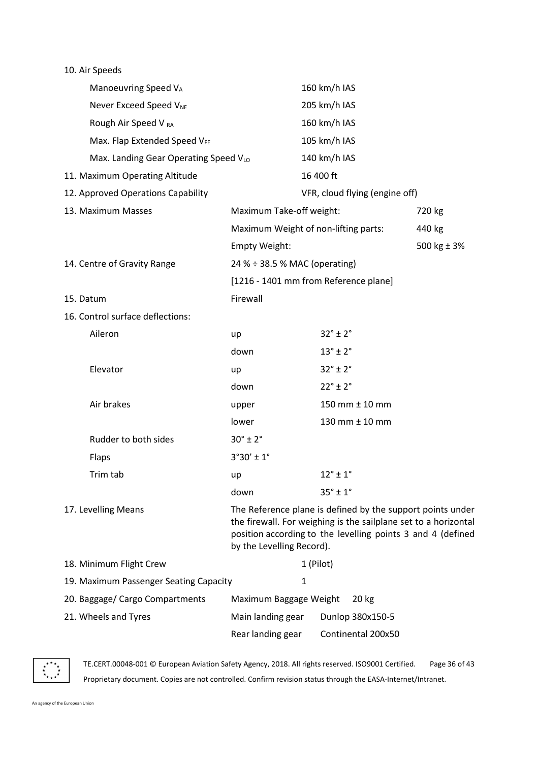10. Air Speeds

| | |
|---|---|
| Manoeuvring Speed $V_A$ | 160 km/h IAS |
| Never Exceed Speed $V_{NE}$ | 205 km/h IAS |
| Rough Air Speed $V_{RA}$ | 160 km/h IAS |
| Max. Flap Extended Speed $V_{FE}$ | 105 km/h IAS |
| Max. Landing Gear Operating Speed $V_{LO}$ | 140 km/h IAS |

11. Maximum Operating Altitude — 16 400 ft

12. Approved Operations Capability — VFR, cloud flying (engine off)

13. Maximum Masses

| | |
|---|---|
| Maximum Take-off weight: | 720 kg |
| Maximum Weight of non-lifting parts: | 440 kg |
| Empty Weight: | 500 kg ± 3% |

14. Centre of Gravity Range — 24 % ÷ 38.5 % MAC (operating)
[1216 - 1401 mm from Reference plane]

15. Datum — Firewall

16. Control surface deflections:

| | | |
|---|---|---|
| Aileron | up | 32° ± 2° |
| | down | 13° ± 2° |
| Elevator | up | 32° ± 2° |
| | down | 22° ± 2° |
| Air brakes | upper | 150 mm ± 10 mm |
| | lower | 130 mm ± 10 mm |
| Rudder to both sides | 30° ± 2° | |
| Flaps | 3°30′ ± 1° | |
| Trim tab | up | 12° ± 1° |
| | down | 35° ± 1° |

17. Levelling Means — The Reference plane is defined by the support points under the firewall. For weighing is the sailplane set to a horizontal position according to the levelling points 3 and 4 (defined by the Levelling Record).

18. Minimum Flight Crew — 1 (Pilot)

19. Maximum Passenger Seating Capacity — 1

20. Baggage/ Cargo Compartments — Maximum Baggage Weight 20 kg

21. Wheels and Tyres

| | |
|---|---|
| Main landing gear | Dunlop 380x150-5 |
| Rear landing gear | Continental 200x50 |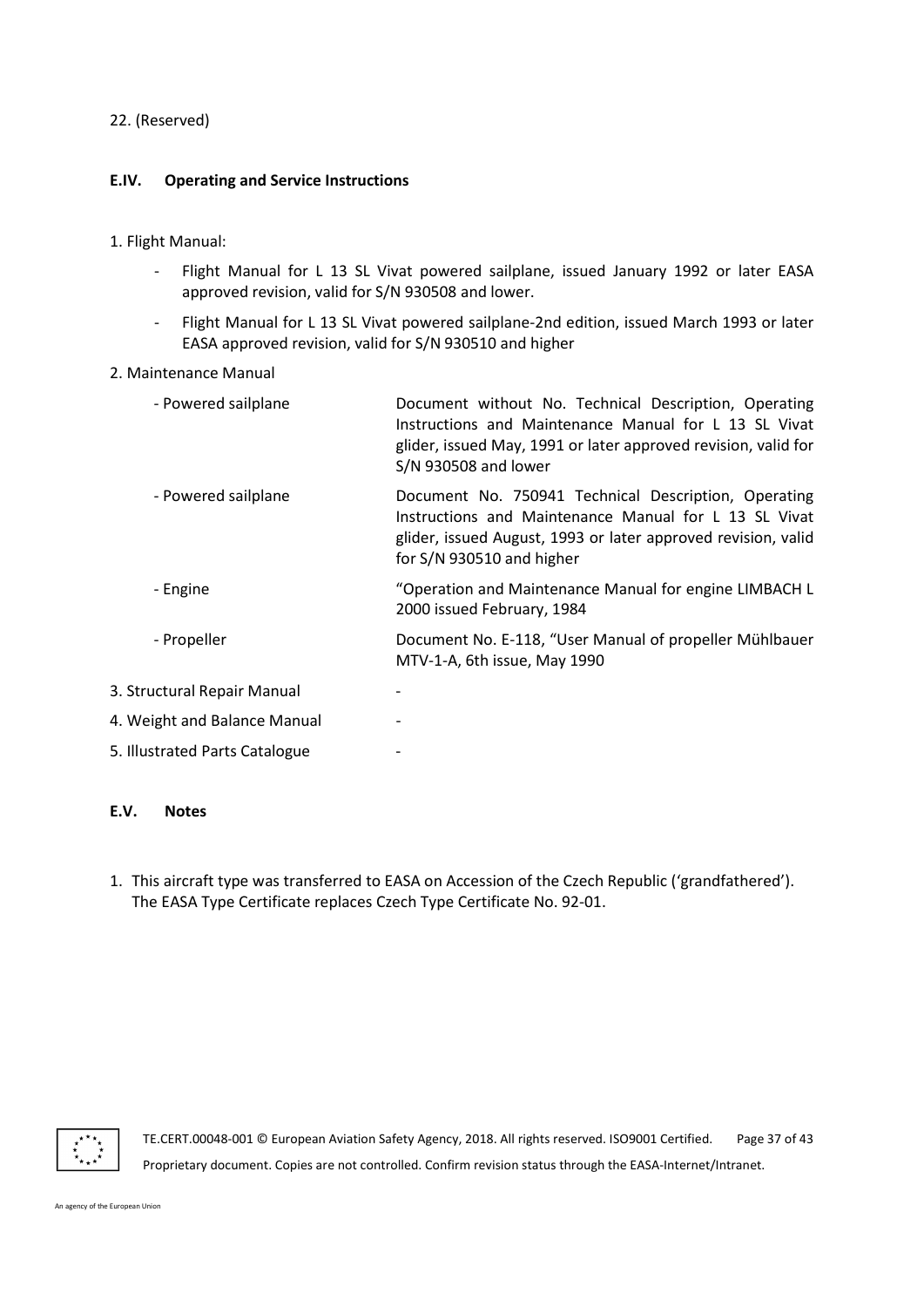22. (Reserved)

### E.IV. Operating and Service Instructions

1. Flight Manual:

   - Flight Manual for L 13 SL Vivat powered sailplane, issued January 1992 or later EASA approved revision, valid for S/N 930508 and lower.
   - Flight Manual for L 13 SL Vivat powered sailplane-2nd edition, issued March 1993 or later EASA approved revision, valid for S/N 930510 and higher

2. Maintenance Manual

| | |
|---|---|
| - Powered sailplane | Document without No. Technical Description, Operating Instructions and Maintenance Manual for L 13 SL Vivat glider, issued May, 1991 or later approved revision, valid for S/N 930508 and lower |
| - Powered sailplane | Document No. 750941 Technical Description, Operating Instructions and Maintenance Manual for L 13 SL Vivat glider, issued August, 1993 or later approved revision, valid for S/N 930510 and higher |
| - Engine | "Operation and Maintenance Manual for engine LIMBACH L 2000 issued February, 1984 |
| - Propeller | Document No. E-118, "User Manual of propeller Mühlbauer MTV-1-A, 6th issue, May 1990 |

3. Structural Repair Manual -
4. Weight and Balance Manual -
5. Illustrated Parts Catalogue -

### E.V. Notes

1. This aircraft type was transferred to EASA on Accession of the Czech Republic ('grandfathered'). The EASA Type Certificate replaces Czech Type Certificate No. 92-01.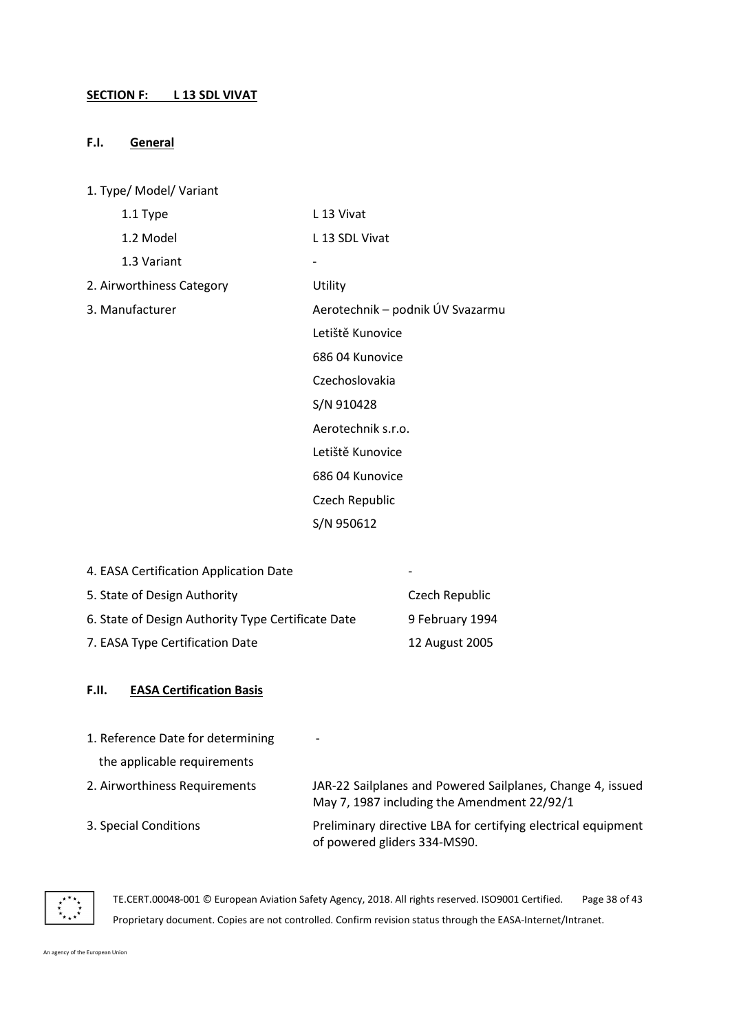## SECTION F: L 13 SDL VIVAT

### F.I. General

1. Type/ Model/ Variant

| | |
|---|---|
| 1.1 Type | L 13 Vivat |
| 1.2 Model | L 13 SDL Vivat |
| 1.3 Variant | - |
| 2. Airworthiness Category | Utility |
| 3. Manufacturer | Aerotechnik – podnik ÚV Svazarmu<br>Letiště Kunovice<br>686 04 Kunovice<br>Czechoslovakia<br>S/N 910428<br>Aerotechnik s.r.o.<br>Letiště Kunovice<br>686 04 Kunovice<br>Czech Republic<br>S/N 950612 |

| | |
|---|---|
| 4. EASA Certification Application Date | - |
| 5. State of Design Authority | Czech Republic |
| 6. State of Design Authority Type Certificate Date | 9 February 1994 |
| 7. EASA Type Certification Date | 12 August 2005 |

### F.II. EASA Certification Basis

| | |
|---|---|
| 1. Reference Date for determining the applicable requirements | - |
| 2. Airworthiness Requirements | JAR-22 Sailplanes and Powered Sailplanes, Change 4, issued May 7, 1987 including the Amendment 22/92/1 |
| 3. Special Conditions | Preliminary directive LBA for certifying electrical equipment of powered gliders 334-MS90. |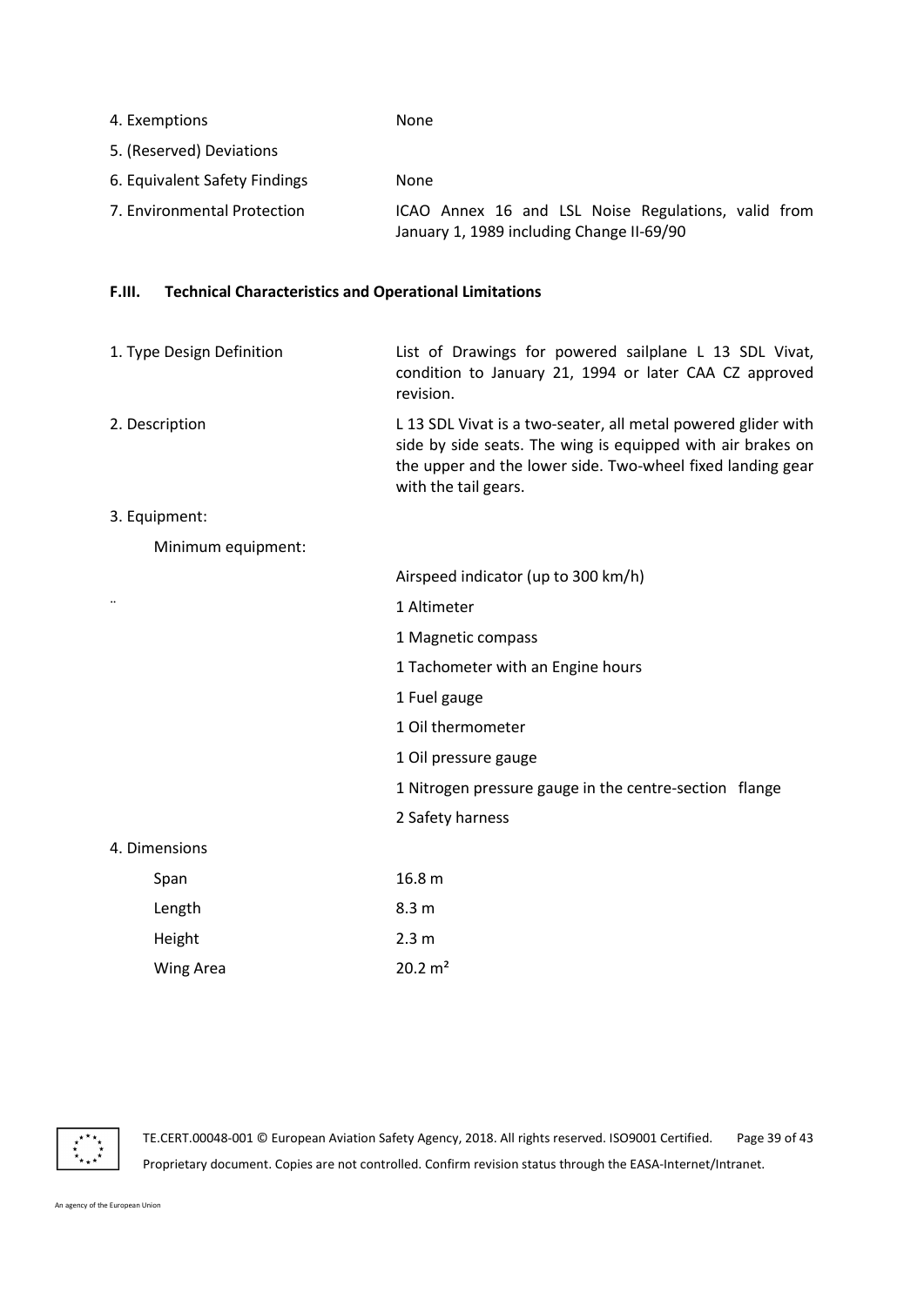| | |
|---|---|
| 4. Exemptions | None |
| 5. (Reserved) Deviations | |
| 6. Equivalent Safety Findings | None |
| 7. Environmental Protection | ICAO Annex 16 and LSL Noise Regulations, valid from January 1, 1989 including Change II-69/90 |

## F.III. Technical Characteristics and Operational Limitations

| | |
|---|---|
| 1. Type Design Definition | List of Drawings for powered sailplane L 13 SDL Vivat, condition to January 21, 1994 or later CAA CZ approved revision. |
| 2. Description | L 13 SDL Vivat is a two-seater, all metal powered glider with side by side seats. The wing is equipped with air brakes on the upper and the lower side. Two-wheel fixed landing gear with the tail gears. |
| 3. Equipment: | |
| Minimum equipment: | |
| | Airspeed indicator (up to 300 km/h) |
| .. | 1 Altimeter |
| | 1 Magnetic compass |
| | 1 Tachometer with an Engine hours |
| | 1 Fuel gauge |
| | 1 Oil thermometer |
| | 1 Oil pressure gauge |
| | 1 Nitrogen pressure gauge in the centre-section flange |
| | 2 Safety harness |
| 4. Dimensions | |
| Span | 16.8 m |
| Length | 8.3 m |
| Height | 2.3 m |
| Wing Area | 20.2 m² |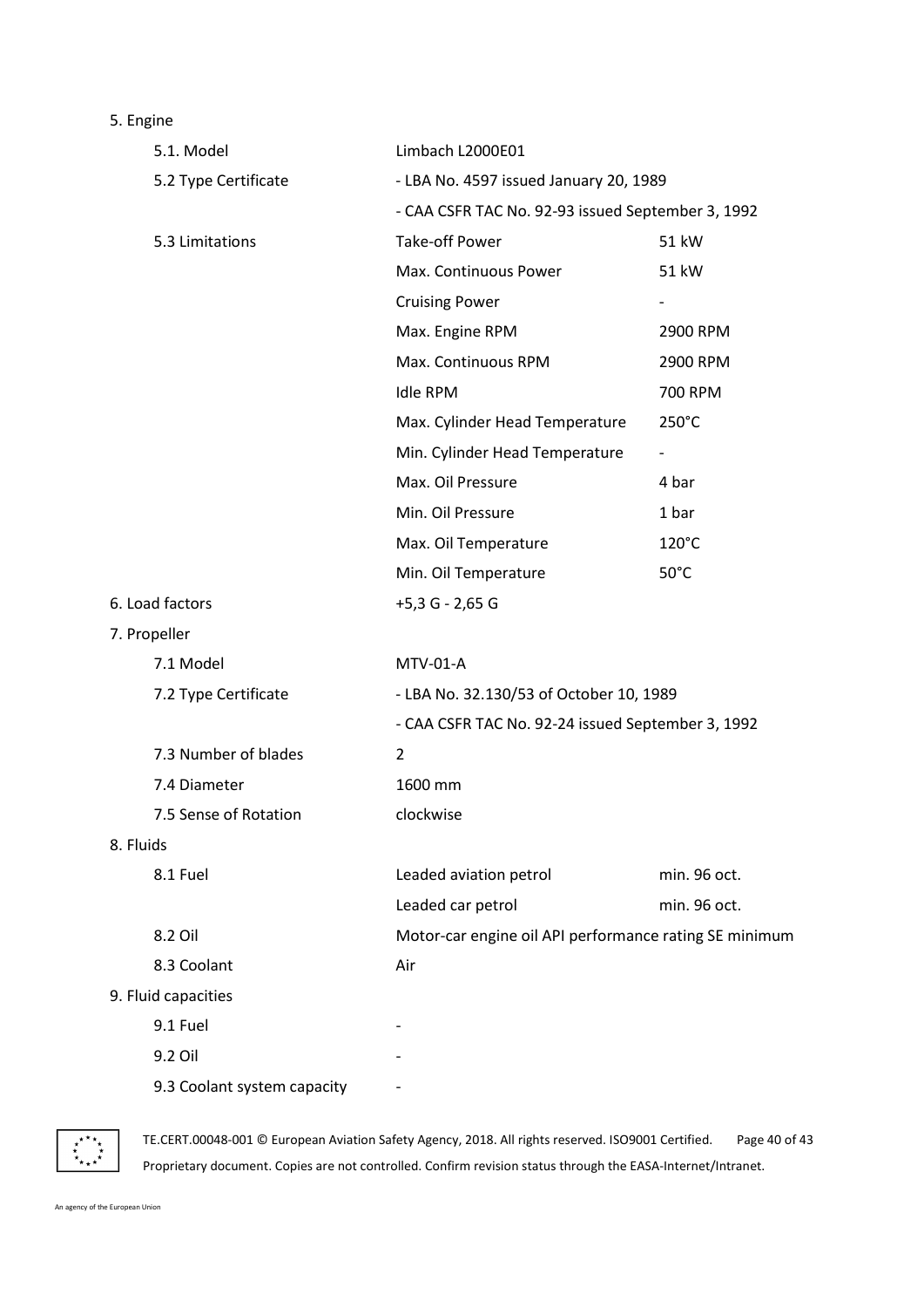5. Engine

| | | |
|---|---|---|
| 5.1. Model | Limbach L2000E01 | |
| 5.2 Type Certificate | - LBA No. 4597 issued January 20, 1989 | |
| | - CAA CSFR TAC No. 92-93 issued September 3, 1992 | |
| 5.3 Limitations | Take-off Power | 51 kW |
| | Max. Continuous Power | 51 kW |
| | Cruising Power | - |
| | Max. Engine RPM | 2900 RPM |
| | Max. Continuous RPM | 2900 RPM |
| | Idle RPM | 700 RPM |
| | Max. Cylinder Head Temperature | 250°C |
| | Min. Cylinder Head Temperature | - |
| | Max. Oil Pressure | 4 bar |
| | Min. Oil Pressure | 1 bar |
| | Max. Oil Temperature | 120°C |
| | Min. Oil Temperature | 50°C |

6. Load factors +5,3 G - 2,65 G

7. Propeller

| | |
|---|---|
| 7.1 Model | MTV-01-A |
| 7.2 Type Certificate | - LBA No. 32.130/53 of October 10, 1989 |
| | - CAA CSFR TAC No. 92-24 issued September 3, 1992 |
| 7.3 Number of blades | 2 |
| 7.4 Diameter | 1600 mm |
| 7.5 Sense of Rotation | clockwise |

8. Fluids

| | | |
|---|---|---|
| 8.1 Fuel | Leaded aviation petrol | min. 96 oct. |
| | Leaded car petrol | min. 96 oct. |
| 8.2 Oil | Motor-car engine oil API performance rating SE minimum | |
| 8.3 Coolant | Air | |

9. Fluid capacities

| | |
|---|---|
| 9.1 Fuel | - |
| 9.2 Oil | - |
| 9.3 Coolant system capacity | - |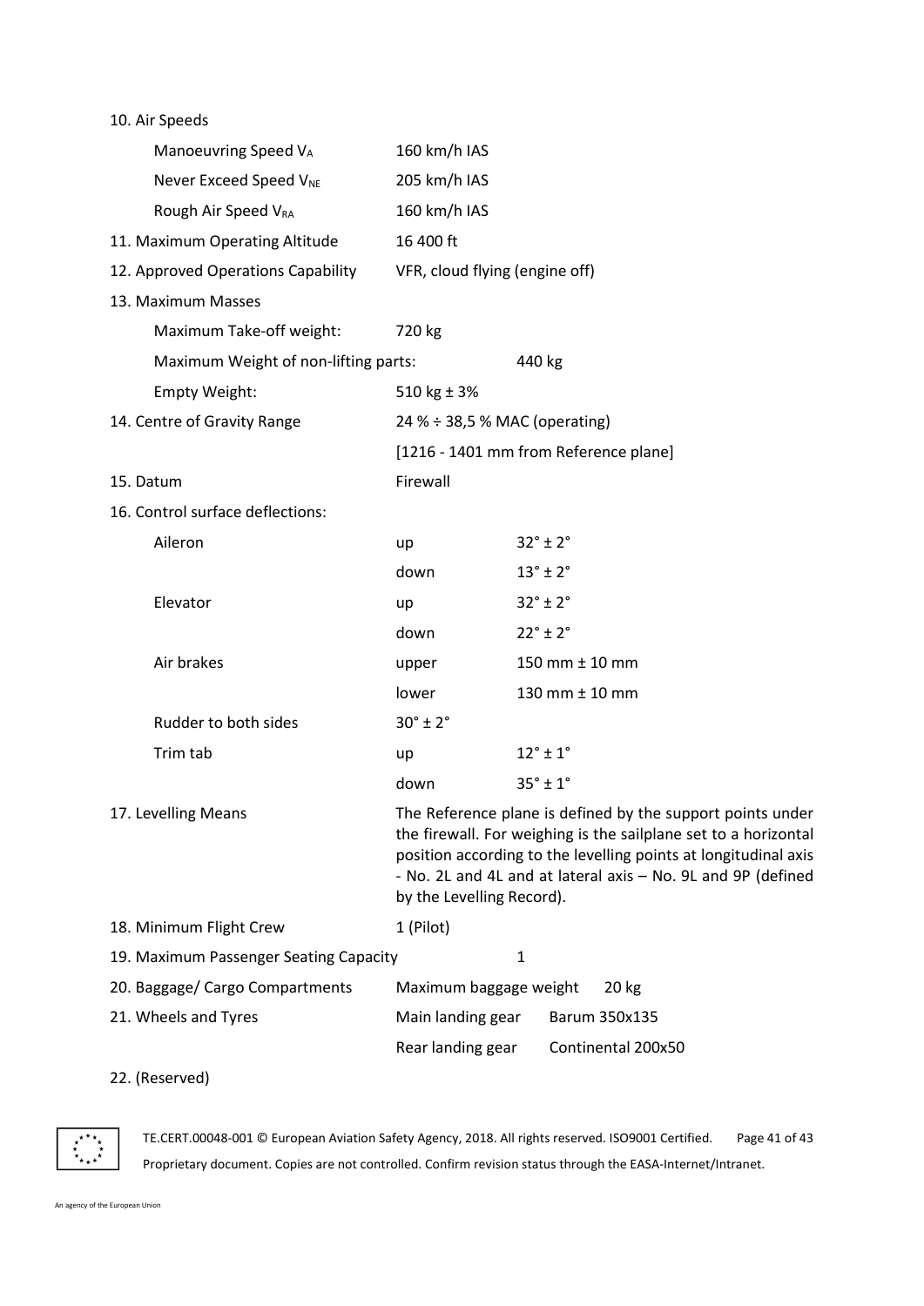10. Air Speeds

| | | |
|---|---|---|
| Manoeuvring Speed $V_A$ | 160 km/h IAS | |
| Never Exceed Speed $V_{NE}$ | 205 km/h IAS | |
| Rough Air Speed $V_{RA}$ | 160 km/h IAS | |

11. Maximum Operating Altitude — 16 400 ft

12. Approved Operations Capability — VFR, cloud flying (engine off)

13. Maximum Masses

| | |
|---|---|
| Maximum Take-off weight: | 720 kg |
| Maximum Weight of non-lifting parts: | 440 kg |
| Empty Weight: | 510 kg ± 3% |

14. Centre of Gravity Range — 24 % ÷ 38,5 % MAC (operating)

[1216 - 1401 mm from Reference plane]

15. Datum — Firewall

16. Control surface deflections:

| | | |
|---|---|---|
| Aileron | up | 32° ± 2° |
| | down | 13° ± 2° |
| Elevator | up | 32° ± 2° |
| | down | 22° ± 2° |
| Air brakes | upper | 150 mm ± 10 mm |
| | lower | 130 mm ± 10 mm |
| Rudder to both sides | 30° ± 2° | |
| Trim tab | up | 12° ± 1° |
| | down | 35° ± 1° |

17. Levelling Means — The Reference plane is defined by the support points under the firewall. For weighing is the sailplane set to a horizontal position according to the levelling points at longitudinal axis - No. 2L and 4L and at lateral axis – No. 9L and 9P (defined by the Levelling Record).

18. Minimum Flight Crew — 1 (Pilot)

19. Maximum Passenger Seating Capacity — 1

20. Baggage/ Cargo Compartments — Maximum baggage weight 20 kg

21. Wheels and Tyres

| | |
|---|---|
| Main landing gear | Barum 350x135 |
| Rear landing gear | Continental 200x50 |

22. (Reserved)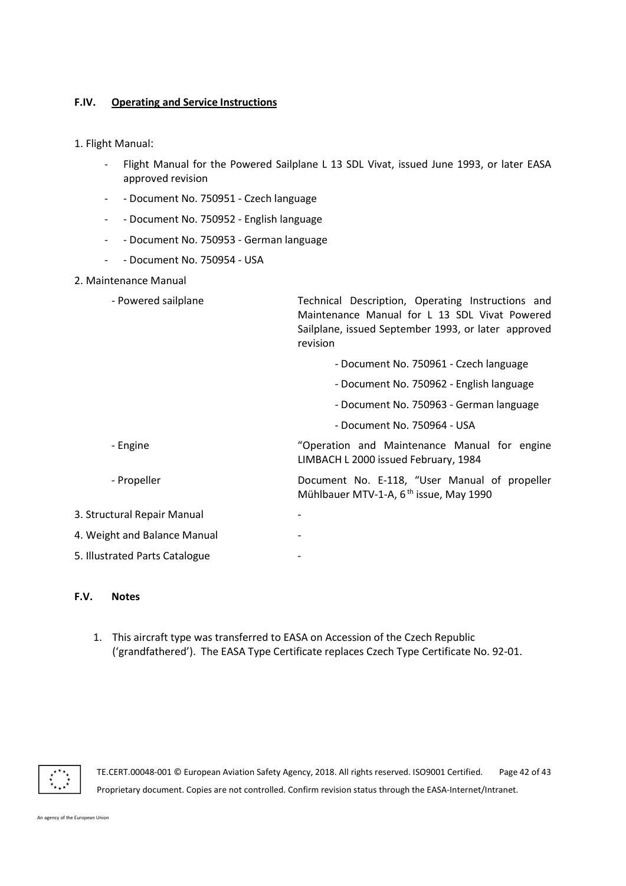#### F.IV. Operating and Service Instructions

1. Flight Manual:
   - Flight Manual for the Powered Sailplane L 13 SDL Vivat, issued June 1993, or later EASA approved revision
   - - Document No. 750951 - Czech language
   - - Document No. 750952 - English language
   - - Document No. 750953 - German language
   - - Document No. 750954 - USA

2. Maintenance Manual

| | |
|---|---|
| - Powered sailplane | Technical Description, Operating Instructions and Maintenance Manual for L 13 SDL Vivat Powered Sailplane, issued September 1993, or later approved revision |
| | - Document No. 750961 - Czech language |
| | - Document No. 750962 - English language |
| | - Document No. 750963 - German language |
| | - Document No. 750964 - USA |
| - Engine | "Operation and Maintenance Manual for engine LIMBACH L 2000 issued February, 1984 |
| - Propeller | Document No. E-118, "User Manual of propeller Mühlbauer MTV-1-A, 6[th] issue, May 1990 |

| | |
|---|---|
| 3. Structural Repair Manual | - |
| 4. Weight and Balance Manual | - |
| 5. Illustrated Parts Catalogue | - |

#### F.V. Notes

1. This aircraft type was transferred to EASA on Accession of the Czech Republic ('grandfathered'). The EASA Type Certificate replaces Czech Type Certificate No. 92-01.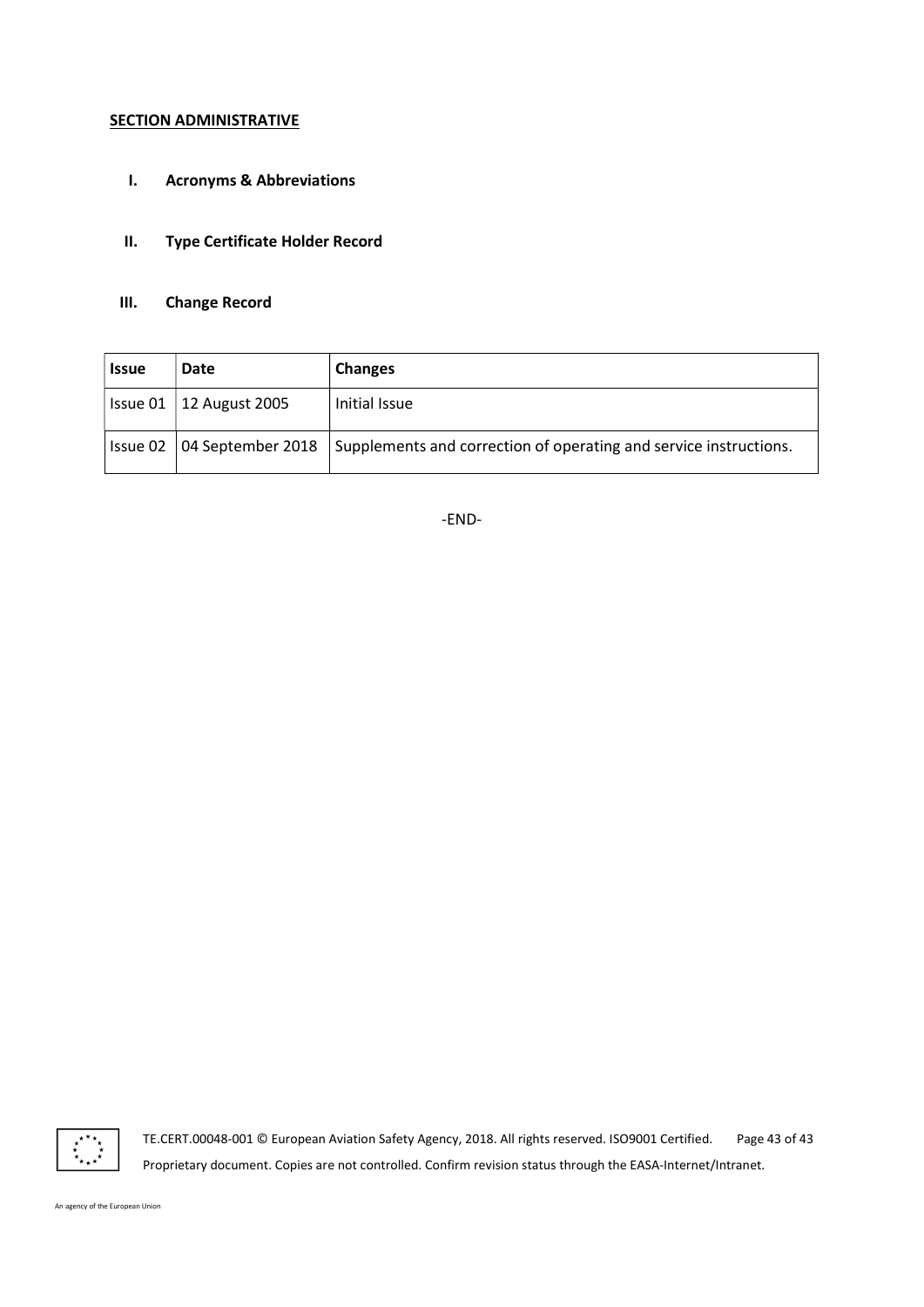**SECTION ADMINISTRATIVE**

## I. Acronyms & Abbreviations

## II. Type Certificate Holder Record

## III. Change Record

| Issue | Date | Changes |
|---|---|---|
| Issue 01 | 12 August 2005 | Initial Issue |
| Issue 02 | 04 September 2018 | Supplements and correction of operating and service instructions. |

-END-